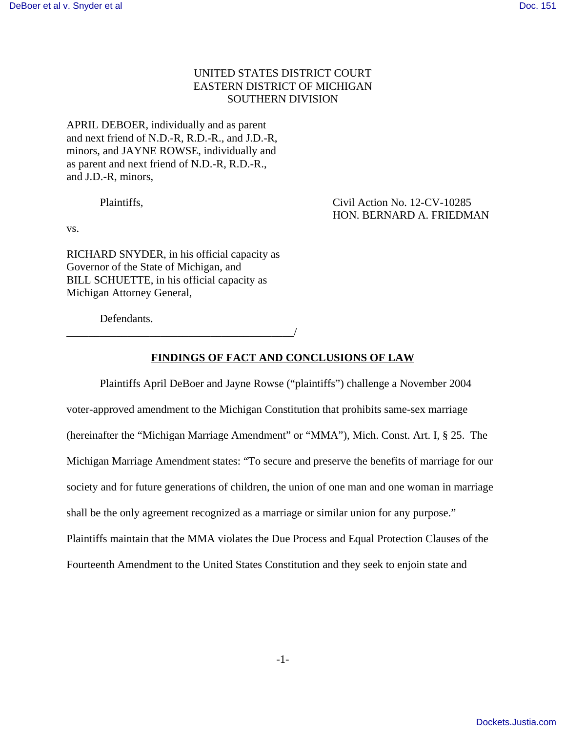UNITED STATES DISTRICT COURT
EASTERN DISTRICT OF MICHIGAN
SOUTHERN DIVISION

APRIL DEBOER, individually and as parent and next friend of N.D.-R, R.D.-R., and J.D.-R, minors, and JAYNE ROWSE, individually and as parent and next friend of N.D.-R, R.D.-R., and J.D.-R, minors,

Plaintiffs,

Civil Action No. 12-CV-10285
HON. BERNARD A. FRIEDMAN

vs.

RICHARD SNYDER, in his official capacity as Governor of the State of Michigan, and BILL SCHUETTE, in his official capacity as Michigan Attorney General,

Defendants.

_________________________________________/

**FINDINGS OF FACT AND CONCLUSIONS OF LAW**

Plaintiffs April DeBoer and Jayne Rowse ("plaintiffs") challenge a November 2004 voter-approved amendment to the Michigan Constitution that prohibits same-sex marriage (hereinafter the "Michigan Marriage Amendment" or "MMA"), Mich. Const. Art. I, § 25. The Michigan Marriage Amendment states: "To secure and preserve the benefits of marriage for our society and for future generations of children, the union of one man and one woman in marriage shall be the only agreement recognized as a marriage or similar union for any purpose." Plaintiffs maintain that the MMA violates the Due Process and Equal Protection Clauses of the Fourteenth Amendment to the United States Constitution and they seek to enjoin state and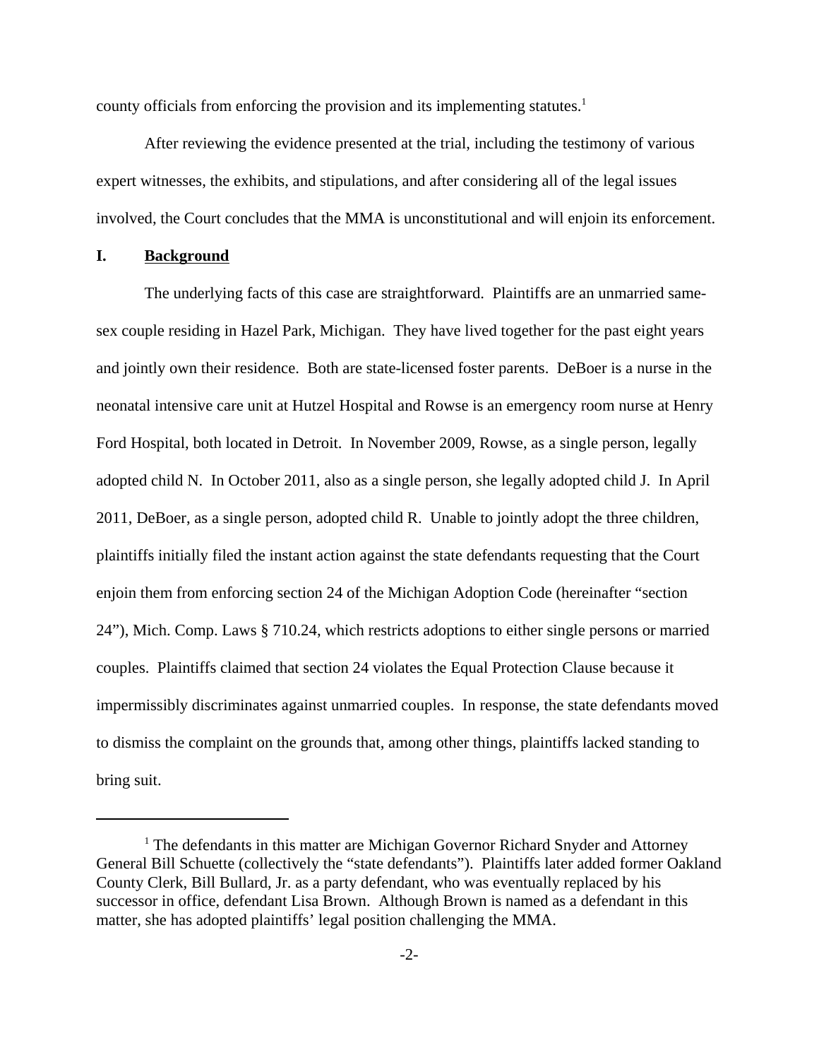county officials from enforcing the provision and its implementing statutes.[1]

After reviewing the evidence presented at the trial, including the testimony of various expert witnesses, the exhibits, and stipulations, and after considering all of the legal issues involved, the Court concludes that the MMA is unconstitutional and will enjoin its enforcement.

## I. Background

The underlying facts of this case are straightforward. Plaintiffs are an unmarried same-sex couple residing in Hazel Park, Michigan. They have lived together for the past eight years and jointly own their residence. Both are state-licensed foster parents. DeBoer is a nurse in the neonatal intensive care unit at Hutzel Hospital and Rowse is an emergency room nurse at Henry Ford Hospital, both located in Detroit. In November 2009, Rowse, as a single person, legally adopted child N. In October 2011, also as a single person, she legally adopted child J. In April 2011, DeBoer, as a single person, adopted child R. Unable to jointly adopt the three children, plaintiffs initially filed the instant action against the state defendants requesting that the Court enjoin them from enforcing section 24 of the Michigan Adoption Code (hereinafter "section 24"), Mich. Comp. Laws § 710.24, which restricts adoptions to either single persons or married couples. Plaintiffs claimed that section 24 violates the Equal Protection Clause because it impermissibly discriminates against unmarried couples. In response, the state defendants moved to dismiss the complaint on the grounds that, among other things, plaintiffs lacked standing to bring suit.

---

[1] The defendants in this matter are Michigan Governor Richard Snyder and Attorney General Bill Schuette (collectively the "state defendants"). Plaintiffs later added former Oakland County Clerk, Bill Bullard, Jr. as a party defendant, who was eventually replaced by his successor in office, defendant Lisa Brown. Although Brown is named as a defendant in this matter, she has adopted plaintiffs' legal position challenging the MMA.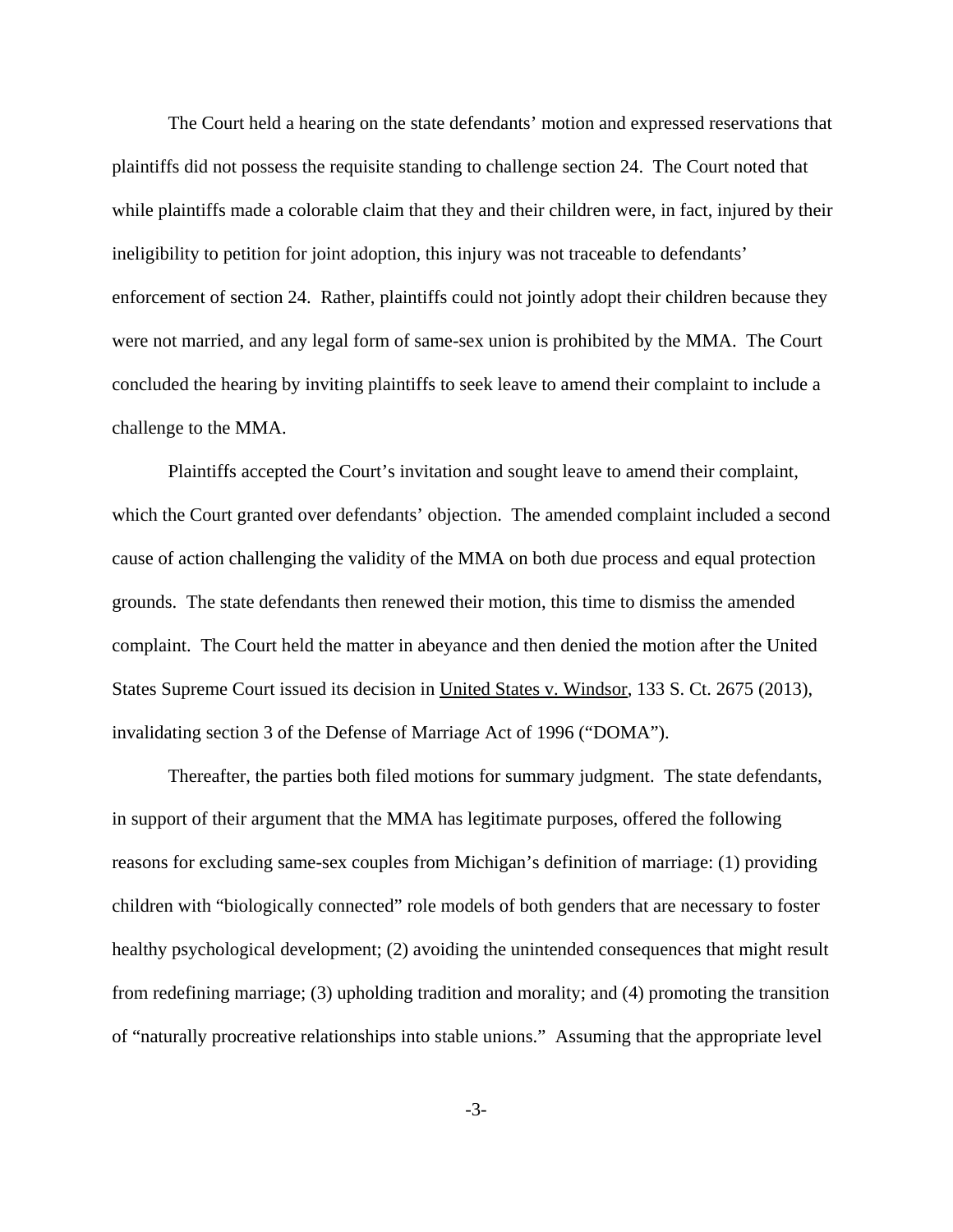The Court held a hearing on the state defendants' motion and expressed reservations that plaintiffs did not possess the requisite standing to challenge section 24. The Court noted that while plaintiffs made a colorable claim that they and their children were, in fact, injured by their ineligibility to petition for joint adoption, this injury was not traceable to defendants' enforcement of section 24. Rather, plaintiffs could not jointly adopt their children because they were not married, and any legal form of same-sex union is prohibited by the MMA. The Court concluded the hearing by inviting plaintiffs to seek leave to amend their complaint to include a challenge to the MMA.

Plaintiffs accepted the Court's invitation and sought leave to amend their complaint, which the Court granted over defendants' objection. The amended complaint included a second cause of action challenging the validity of the MMA on both due process and equal protection grounds. The state defendants then renewed their motion, this time to dismiss the amended complaint. The Court held the matter in abeyance and then denied the motion after the United States Supreme Court issued its decision in United States v. Windsor, 133 S. Ct. 2675 (2013), invalidating section 3 of the Defense of Marriage Act of 1996 ("DOMA").

Thereafter, the parties both filed motions for summary judgment. The state defendants, in support of their argument that the MMA has legitimate purposes, offered the following reasons for excluding same-sex couples from Michigan's definition of marriage: (1) providing children with "biologically connected" role models of both genders that are necessary to foster healthy psychological development; (2) avoiding the unintended consequences that might result from redefining marriage; (3) upholding tradition and morality; and (4) promoting the transition of "naturally procreative relationships into stable unions." Assuming that the appropriate level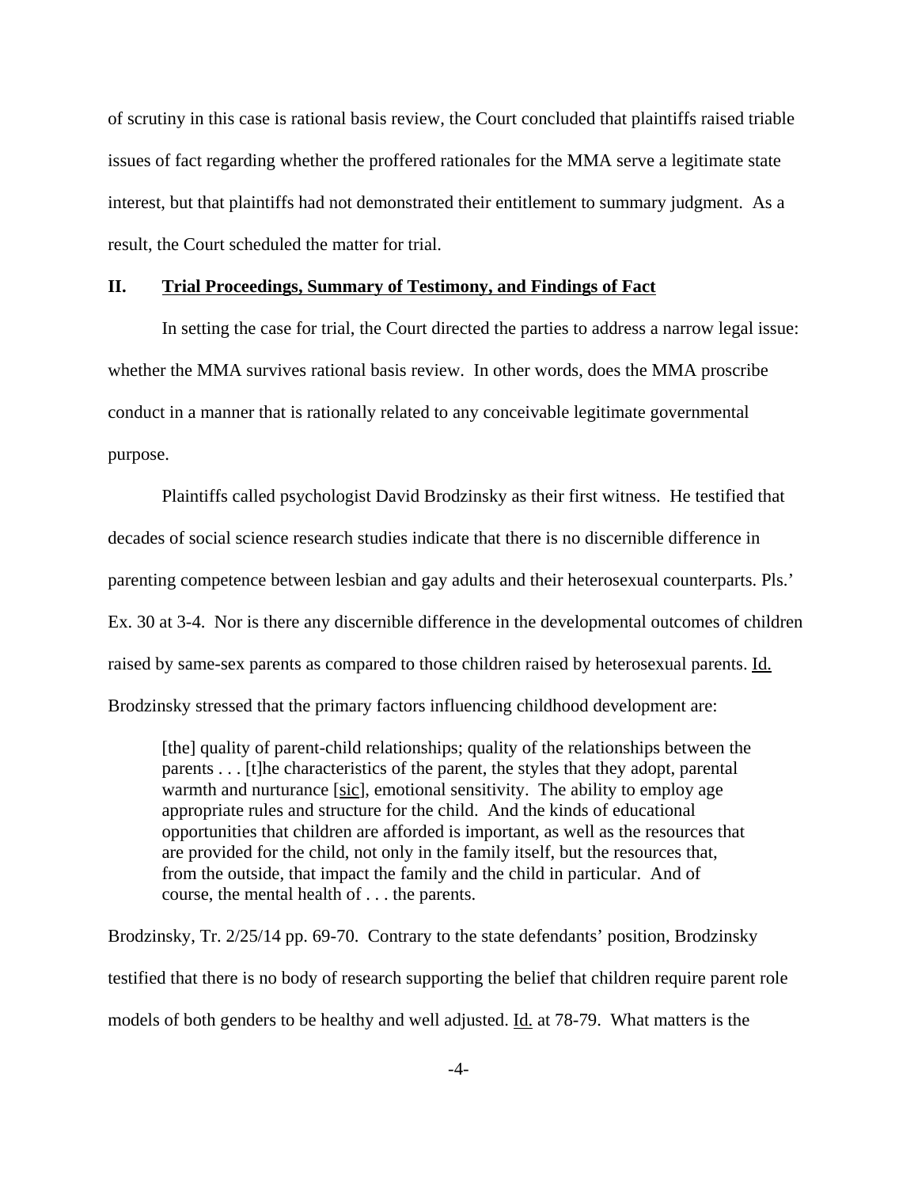of scrutiny in this case is rational basis review, the Court concluded that plaintiffs raised triable issues of fact regarding whether the proffered rationales for the MMA serve a legitimate state interest, but that plaintiffs had not demonstrated their entitlement to summary judgment. As a result, the Court scheduled the matter for trial.

## II. Trial Proceedings, Summary of Testimony, and Findings of Fact

In setting the case for trial, the Court directed the parties to address a narrow legal issue: whether the MMA survives rational basis review. In other words, does the MMA proscribe conduct in a manner that is rationally related to any conceivable legitimate governmental purpose.

Plaintiffs called psychologist David Brodzinsky as their first witness. He testified that decades of social science research studies indicate that there is no discernible difference in parenting competence between lesbian and gay adults and their heterosexual counterparts. Pls.' Ex. 30 at 3-4. Nor is there any discernible difference in the developmental outcomes of children raised by same-sex parents as compared to those children raised by heterosexual parents. Id. Brodzinsky stressed that the primary factors influencing childhood development are:

> [the] quality of parent-child relationships; quality of the relationships between the parents . . . [t]he characteristics of the parent, the styles that they adopt, parental warmth and nurturance [sic], emotional sensitivity. The ability to employ age appropriate rules and structure for the child. And the kinds of educational opportunities that children are afforded is important, as well as the resources that are provided for the child, not only in the family itself, but the resources that, from the outside, that impact the family and the child in particular. And of course, the mental health of . . . the parents.

Brodzinsky, Tr. 2/25/14 pp. 69-70. Contrary to the state defendants' position, Brodzinsky testified that there is no body of research supporting the belief that children require parent role models of both genders to be healthy and well adjusted. Id. at 78-79. What matters is the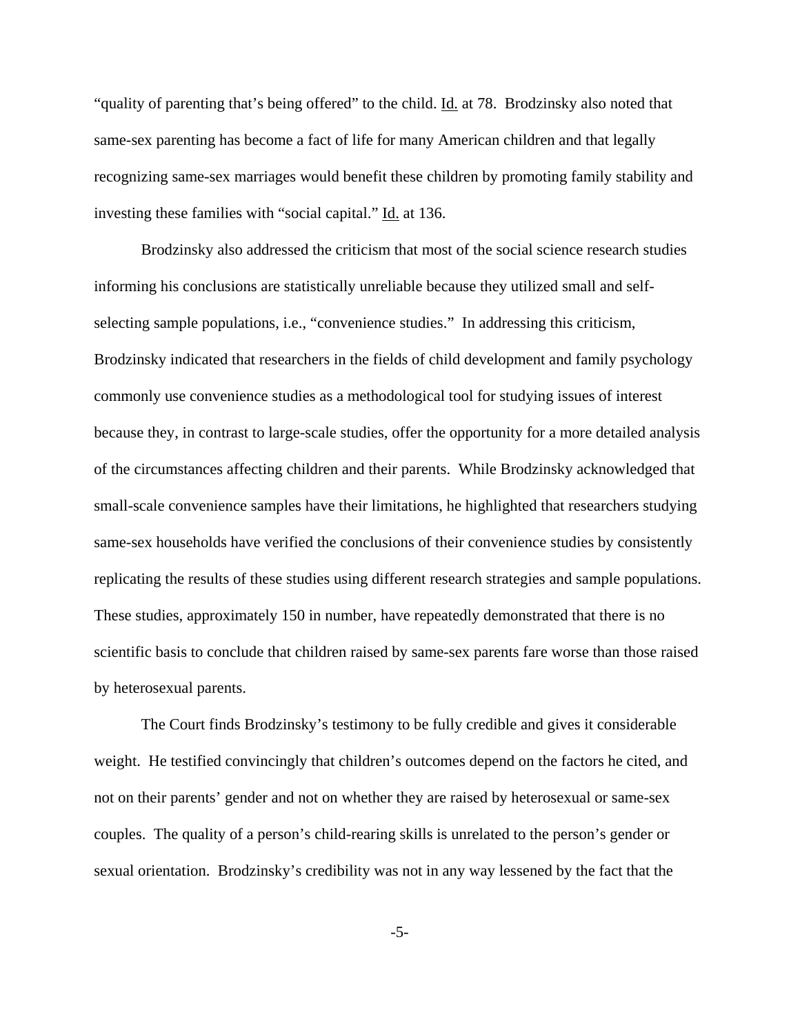"quality of parenting that's being offered" to the child. Id. at 78. Brodzinsky also noted that same-sex parenting has become a fact of life for many American children and that legally recognizing same-sex marriages would benefit these children by promoting family stability and investing these families with "social capital." Id. at 136.

Brodzinsky also addressed the criticism that most of the social science research studies informing his conclusions are statistically unreliable because they utilized small and self-selecting sample populations, i.e., "convenience studies." In addressing this criticism, Brodzinsky indicated that researchers in the fields of child development and family psychology commonly use convenience studies as a methodological tool for studying issues of interest because they, in contrast to large-scale studies, offer the opportunity for a more detailed analysis of the circumstances affecting children and their parents. While Brodzinsky acknowledged that small-scale convenience samples have their limitations, he highlighted that researchers studying same-sex households have verified the conclusions of their convenience studies by consistently replicating the results of these studies using different research strategies and sample populations. These studies, approximately 150 in number, have repeatedly demonstrated that there is no scientific basis to conclude that children raised by same-sex parents fare worse than those raised by heterosexual parents.

The Court finds Brodzinsky's testimony to be fully credible and gives it considerable weight. He testified convincingly that children's outcomes depend on the factors he cited, and not on their parents' gender and not on whether they are raised by heterosexual or same-sex couples. The quality of a person's child-rearing skills is unrelated to the person's gender or sexual orientation. Brodzinsky's credibility was not in any way lessened by the fact that the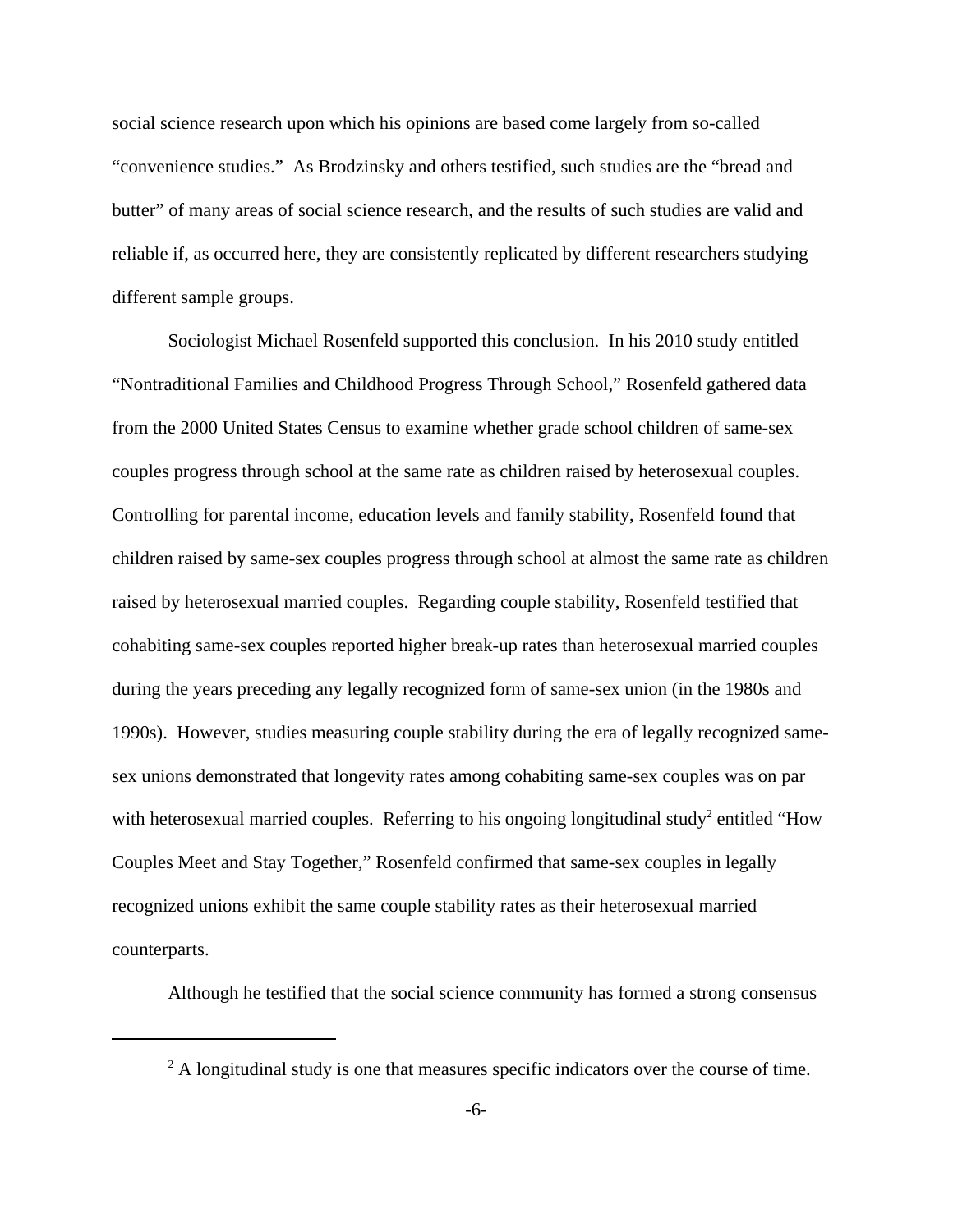social science research upon which his opinions are based come largely from so-called "convenience studies." As Brodzinsky and others testified, such studies are the "bread and butter" of many areas of social science research, and the results of such studies are valid and reliable if, as occurred here, they are consistently replicated by different researchers studying different sample groups.

Sociologist Michael Rosenfeld supported this conclusion. In his 2010 study entitled "Nontraditional Families and Childhood Progress Through School," Rosenfeld gathered data from the 2000 United States Census to examine whether grade school children of same-sex couples progress through school at the same rate as children raised by heterosexual couples. Controlling for parental income, education levels and family stability, Rosenfeld found that children raised by same-sex couples progress through school at almost the same rate as children raised by heterosexual married couples. Regarding couple stability, Rosenfeld testified that cohabiting same-sex couples reported higher break-up rates than heterosexual married couples during the years preceding any legally recognized form of same-sex union (in the 1980s and 1990s). However, studies measuring couple stability during the era of legally recognized same-sex unions demonstrated that longevity rates among cohabiting same-sex couples was on par with heterosexual married couples. Referring to his ongoing longitudinal study[2] entitled "How Couples Meet and Stay Together," Rosenfeld confirmed that same-sex couples in legally recognized unions exhibit the same couple stability rates as their heterosexual married counterparts.

Although he testified that the social science community has formed a strong consensus

[2] A longitudinal study is one that measures specific indicators over the course of time.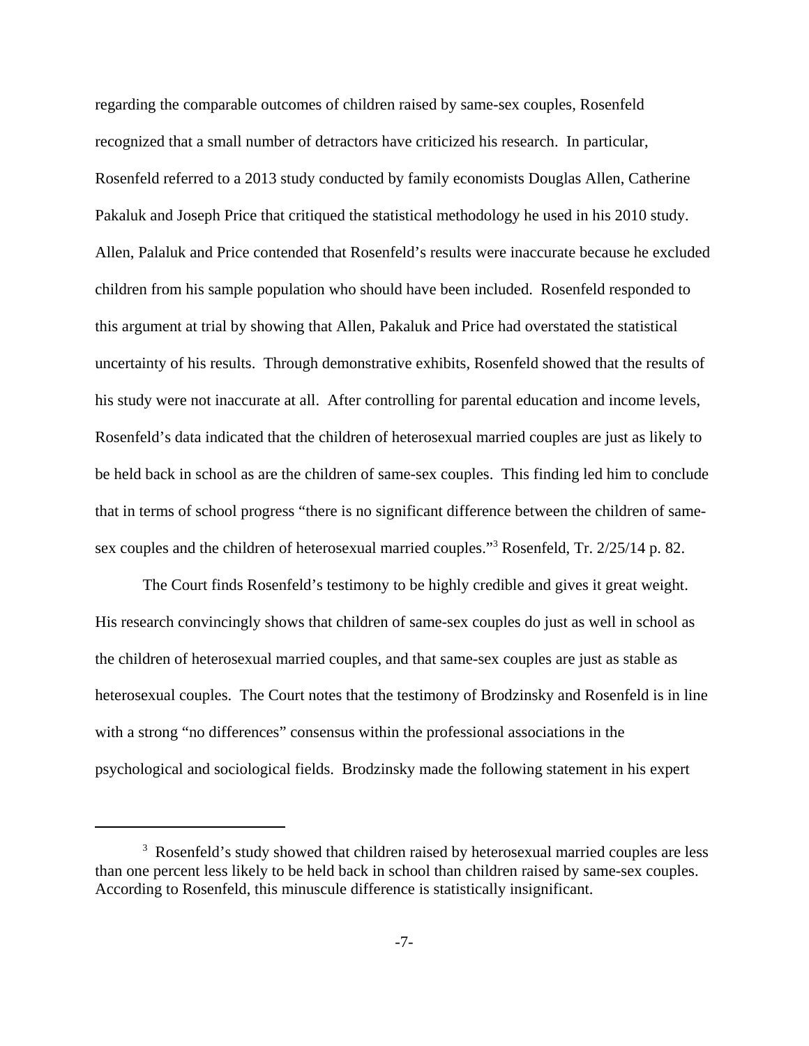regarding the comparable outcomes of children raised by same-sex couples, Rosenfeld recognized that a small number of detractors have criticized his research. In particular, Rosenfeld referred to a 2013 study conducted by family economists Douglas Allen, Catherine Pakaluk and Joseph Price that critiqued the statistical methodology he used in his 2010 study. Allen, Palaluk and Price contended that Rosenfeld's results were inaccurate because he excluded children from his sample population who should have been included. Rosenfeld responded to this argument at trial by showing that Allen, Pakaluk and Price had overstated the statistical uncertainty of his results. Through demonstrative exhibits, Rosenfeld showed that the results of his study were not inaccurate at all. After controlling for parental education and income levels, Rosenfeld's data indicated that the children of heterosexual married couples are just as likely to be held back in school as are the children of same-sex couples. This finding led him to conclude that in terms of school progress "there is no significant difference between the children of same-sex couples and the children of heterosexual married couples."[3] Rosenfeld, Tr. 2/25/14 p. 82.

The Court finds Rosenfeld's testimony to be highly credible and gives it great weight. His research convincingly shows that children of same-sex couples do just as well in school as the children of heterosexual married couples, and that same-sex couples are just as stable as heterosexual couples. The Court notes that the testimony of Brodzinsky and Rosenfeld is in line with a strong "no differences" consensus within the professional associations in the psychological and sociological fields. Brodzinsky made the following statement in his expert

---

[3] Rosenfeld's study showed that children raised by heterosexual married couples are less than one percent less likely to be held back in school than children raised by same-sex couples. According to Rosenfeld, this minuscule difference is statistically insignificant.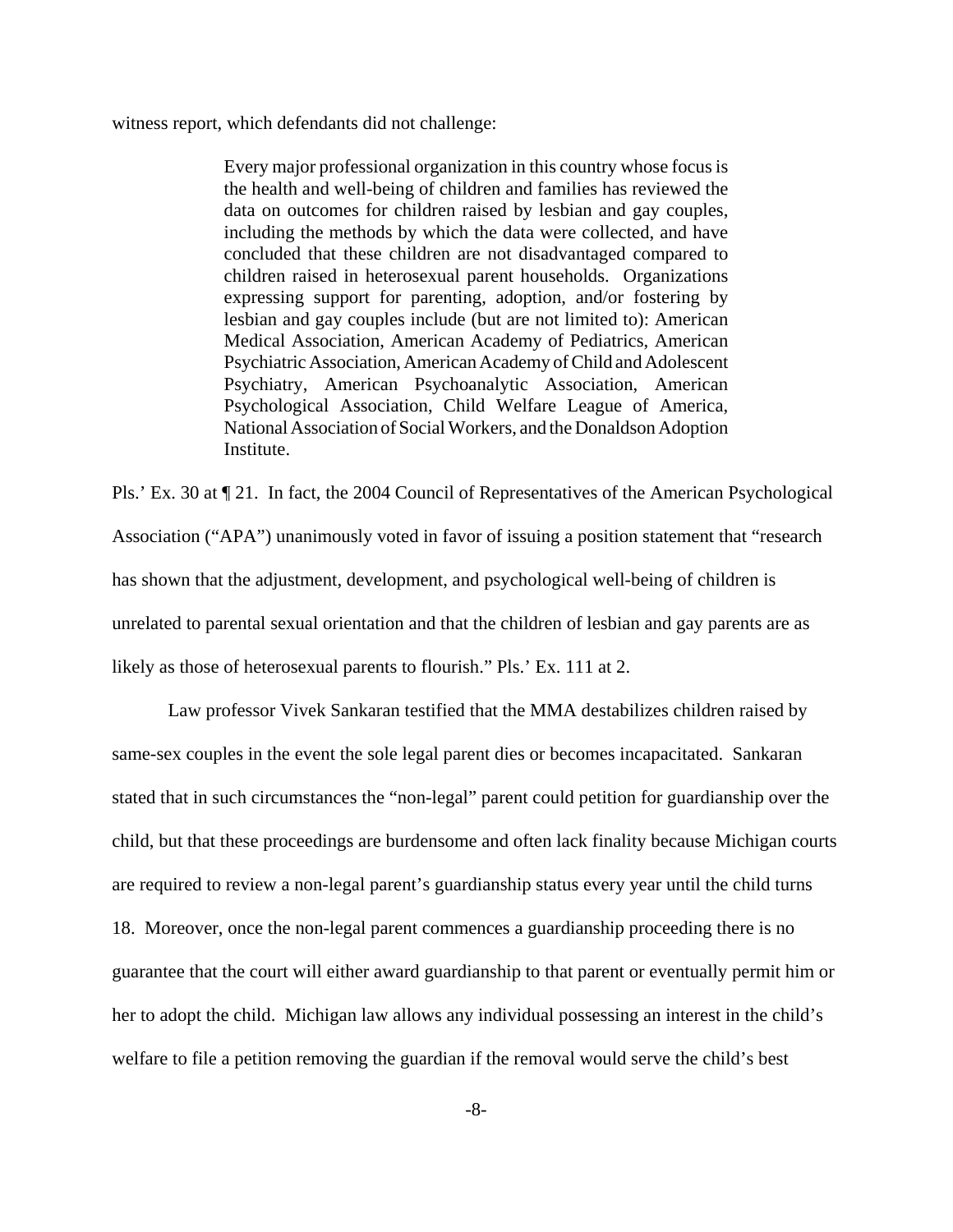witness report, which defendants did not challenge:

> Every major professional organization in this country whose focus is the health and well-being of children and families has reviewed the data on outcomes for children raised by lesbian and gay couples, including the methods by which the data were collected, and have concluded that these children are not disadvantaged compared to children raised in heterosexual parent households. Organizations expressing support for parenting, adoption, and/or fostering by lesbian and gay couples include (but are not limited to): American Medical Association, American Academy of Pediatrics, American Psychiatric Association, American Academy of Child and Adolescent Psychiatry, American Psychoanalytic Association, American Psychological Association, Child Welfare League of America, National Association of Social Workers, and the Donaldson Adoption Institute.

Pls.' Ex. 30 at ¶ 21. In fact, the 2004 Council of Representatives of the American Psychological Association ("APA") unanimously voted in favor of issuing a position statement that "research has shown that the adjustment, development, and psychological well-being of children is unrelated to parental sexual orientation and that the children of lesbian and gay parents are as likely as those of heterosexual parents to flourish." Pls.' Ex. 111 at 2.

Law professor Vivek Sankaran testified that the MMA destabilizes children raised by same-sex couples in the event the sole legal parent dies or becomes incapacitated. Sankaran stated that in such circumstances the "non-legal" parent could petition for guardianship over the child, but that these proceedings are burdensome and often lack finality because Michigan courts are required to review a non-legal parent's guardianship status every year until the child turns 18. Moreover, once the non-legal parent commences a guardianship proceeding there is no guarantee that the court will either award guardianship to that parent or eventually permit him or her to adopt the child. Michigan law allows any individual possessing an interest in the child's welfare to file a petition removing the guardian if the removal would serve the child's best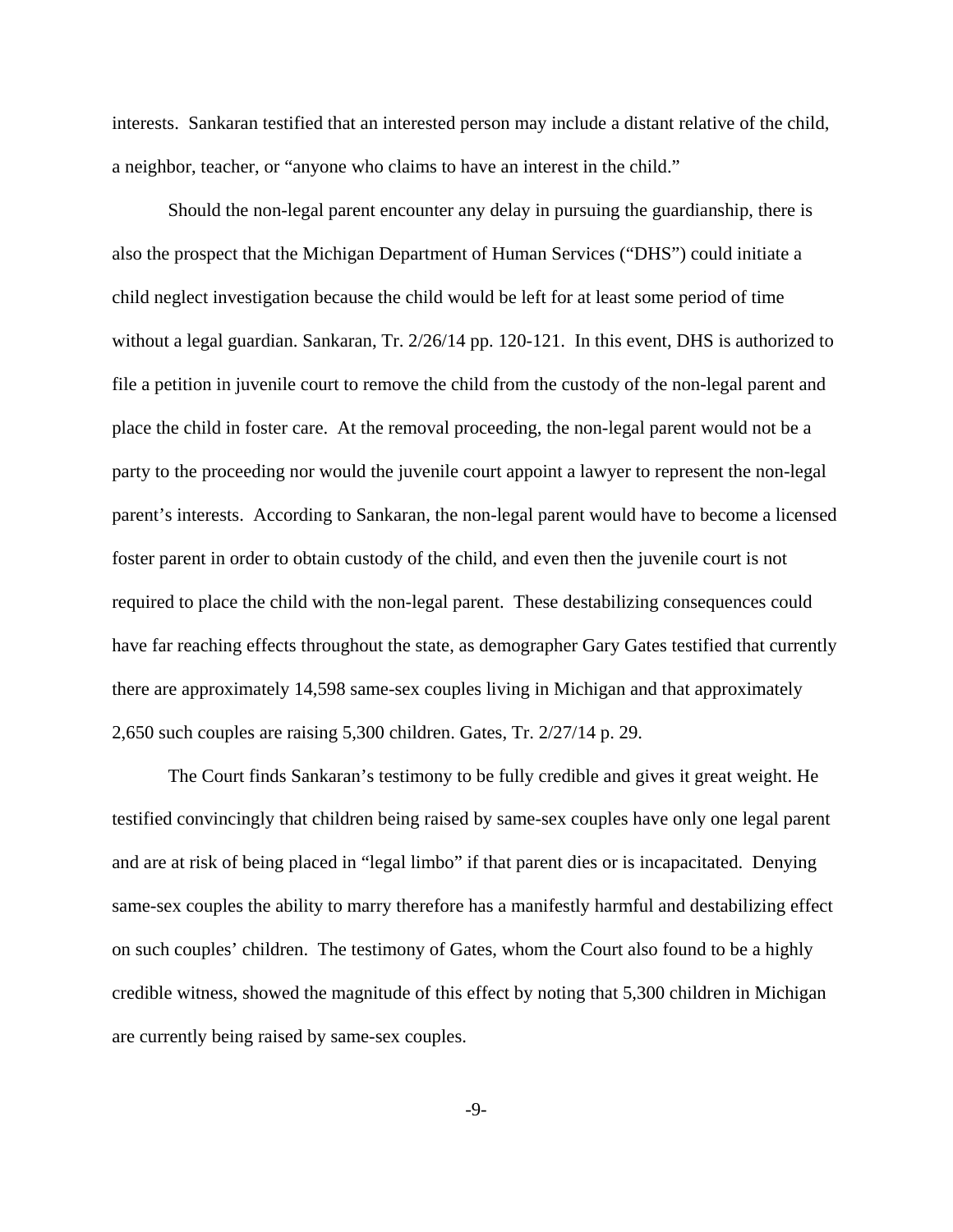interests. Sankaran testified that an interested person may include a distant relative of the child, a neighbor, teacher, or "anyone who claims to have an interest in the child."

Should the non-legal parent encounter any delay in pursuing the guardianship, there is also the prospect that the Michigan Department of Human Services ("DHS") could initiate a child neglect investigation because the child would be left for at least some period of time without a legal guardian. Sankaran, Tr. 2/26/14 pp. 120-121. In this event, DHS is authorized to file a petition in juvenile court to remove the child from the custody of the non-legal parent and place the child in foster care. At the removal proceeding, the non-legal parent would not be a party to the proceeding nor would the juvenile court appoint a lawyer to represent the non-legal parent's interests. According to Sankaran, the non-legal parent would have to become a licensed foster parent in order to obtain custody of the child, and even then the juvenile court is not required to place the child with the non-legal parent. These destabilizing consequences could have far reaching effects throughout the state, as demographer Gary Gates testified that currently there are approximately 14,598 same-sex couples living in Michigan and that approximately 2,650 such couples are raising 5,300 children. Gates, Tr. 2/27/14 p. 29.

The Court finds Sankaran's testimony to be fully credible and gives it great weight. He testified convincingly that children being raised by same-sex couples have only one legal parent and are at risk of being placed in "legal limbo" if that parent dies or is incapacitated. Denying same-sex couples the ability to marry therefore has a manifestly harmful and destabilizing effect on such couples' children. The testimony of Gates, whom the Court also found to be a highly credible witness, showed the magnitude of this effect by noting that 5,300 children in Michigan are currently being raised by same-sex couples.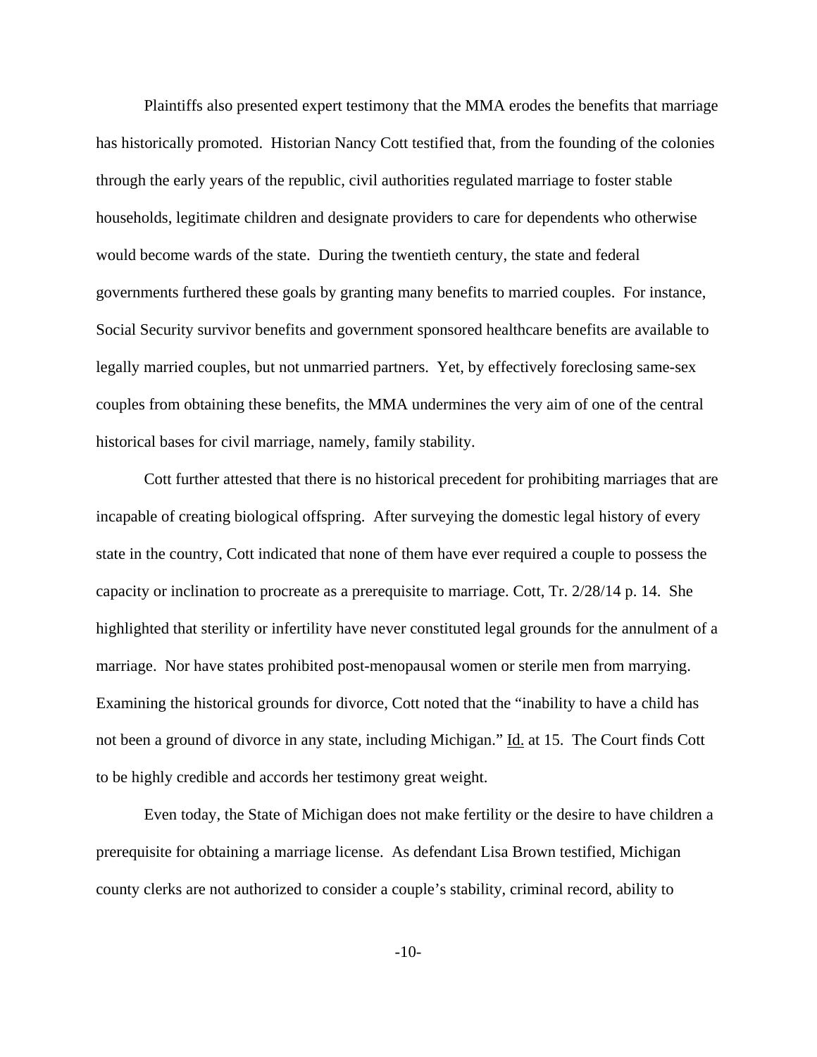Plaintiffs also presented expert testimony that the MMA erodes the benefits that marriage has historically promoted. Historian Nancy Cott testified that, from the founding of the colonies through the early years of the republic, civil authorities regulated marriage to foster stable households, legitimate children and designate providers to care for dependents who otherwise would become wards of the state. During the twentieth century, the state and federal governments furthered these goals by granting many benefits to married couples. For instance, Social Security survivor benefits and government sponsored healthcare benefits are available to legally married couples, but not unmarried partners. Yet, by effectively foreclosing same-sex couples from obtaining these benefits, the MMA undermines the very aim of one of the central historical bases for civil marriage, namely, family stability.

Cott further attested that there is no historical precedent for prohibiting marriages that are incapable of creating biological offspring. After surveying the domestic legal history of every state in the country, Cott indicated that none of them have ever required a couple to possess the capacity or inclination to procreate as a prerequisite to marriage. Cott, Tr. 2/28/14 p. 14. She highlighted that sterility or infertility have never constituted legal grounds for the annulment of a marriage. Nor have states prohibited post-menopausal women or sterile men from marrying. Examining the historical grounds for divorce, Cott noted that the "inability to have a child has not been a ground of divorce in any state, including Michigan." Id. at 15. The Court finds Cott to be highly credible and accords her testimony great weight.

Even today, the State of Michigan does not make fertility or the desire to have children a prerequisite for obtaining a marriage license. As defendant Lisa Brown testified, Michigan county clerks are not authorized to consider a couple's stability, criminal record, ability to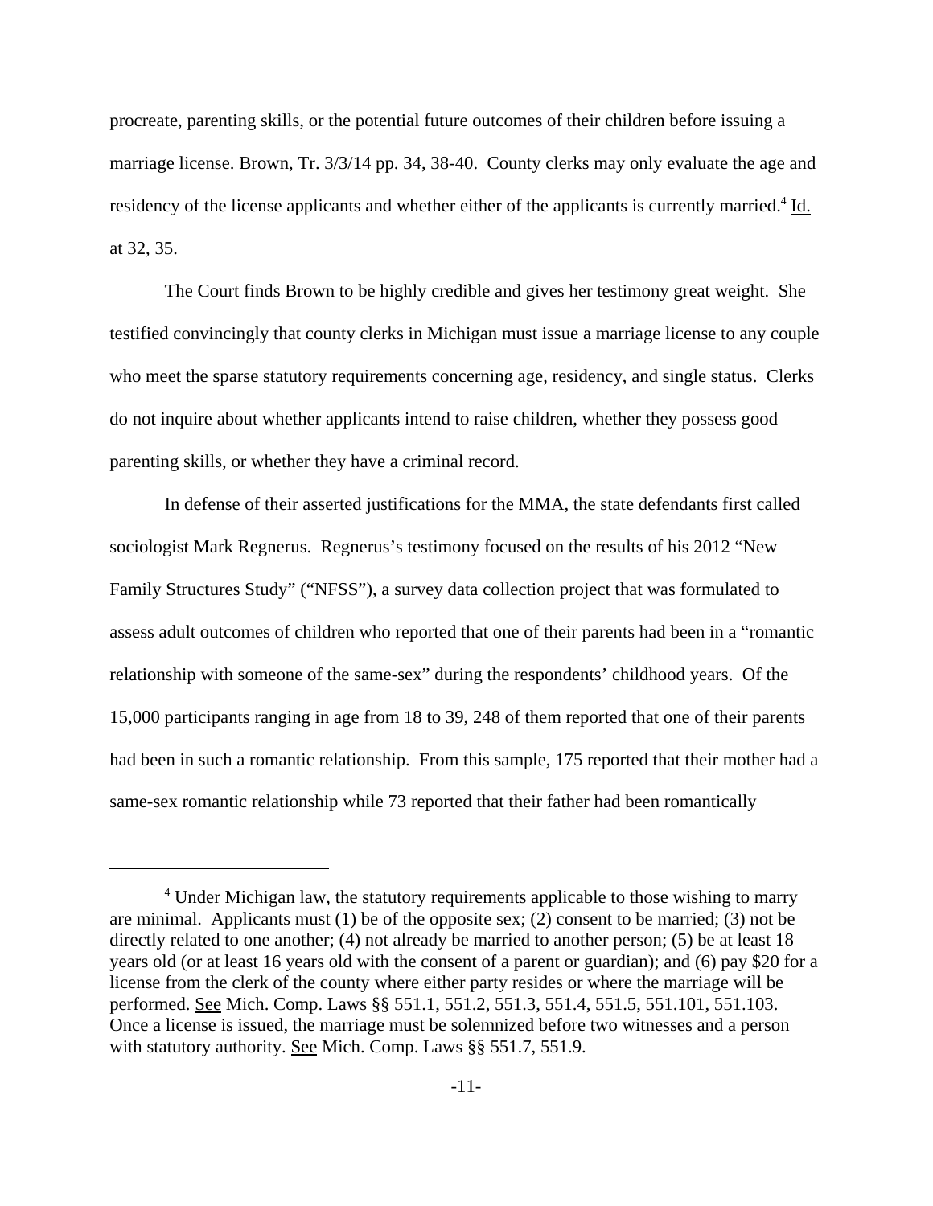procreate, parenting skills, or the potential future outcomes of their children before issuing a marriage license. Brown, Tr. 3/3/14 pp. 34, 38-40. County clerks may only evaluate the age and residency of the license applicants and whether either of the applicants is currently married.[4] Id. at 32, 35.

The Court finds Brown to be highly credible and gives her testimony great weight. She testified convincingly that county clerks in Michigan must issue a marriage license to any couple who meet the sparse statutory requirements concerning age, residency, and single status. Clerks do not inquire about whether applicants intend to raise children, whether they possess good parenting skills, or whether they have a criminal record.

In defense of their asserted justifications for the MMA, the state defendants first called sociologist Mark Regnerus. Regnerus's testimony focused on the results of his 2012 "New Family Structures Study" ("NFSS"), a survey data collection project that was formulated to assess adult outcomes of children who reported that one of their parents had been in a "romantic relationship with someone of the same-sex" during the respondents' childhood years. Of the 15,000 participants ranging in age from 18 to 39, 248 of them reported that one of their parents had been in such a romantic relationship. From this sample, 175 reported that their mother had a same-sex romantic relationship while 73 reported that their father had been romantically

---

[4] Under Michigan law, the statutory requirements applicable to those wishing to marry are minimal. Applicants must (1) be of the opposite sex; (2) consent to be married; (3) not be directly related to one another; (4) not already be married to another person; (5) be at least 18 years old (or at least 16 years old with the consent of a parent or guardian); and (6) pay $20 for a license from the clerk of the county where either party resides or where the marriage will be performed. See Mich. Comp. Laws §§ 551.1, 551.2, 551.3, 551.4, 551.5, 551.101, 551.103. Once a license is issued, the marriage must be solemnized before two witnesses and a person with statutory authority. See Mich. Comp. Laws §§ 551.7, 551.9.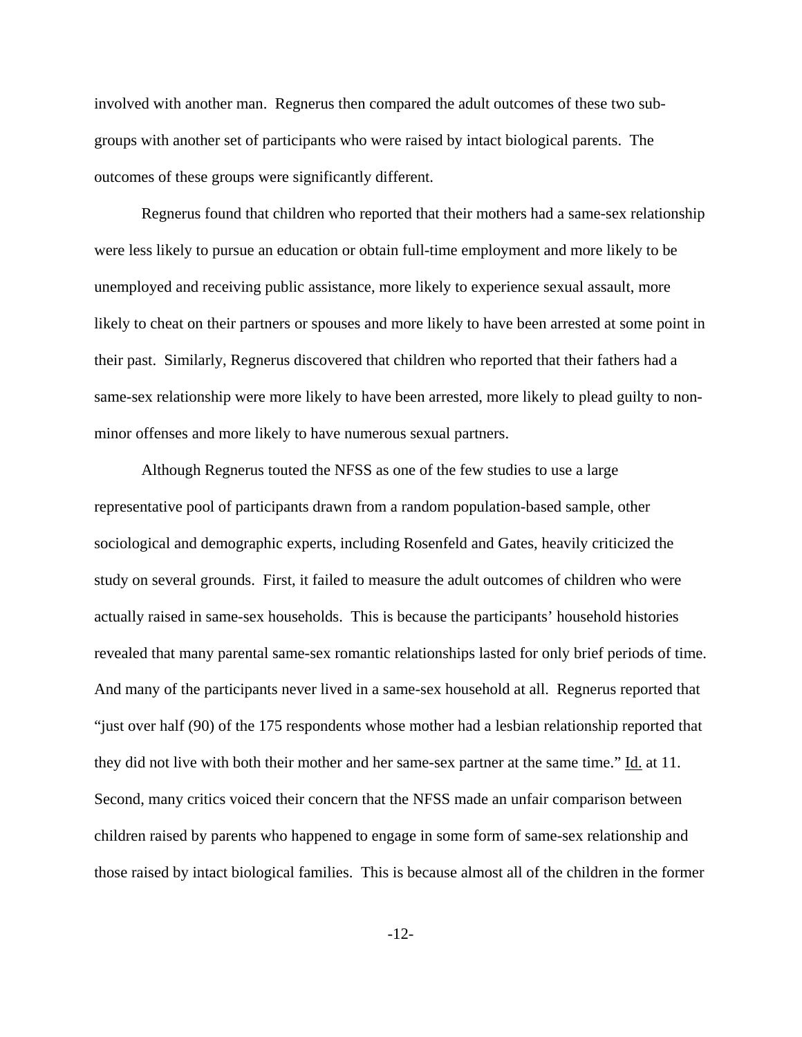involved with another man. Regnerus then compared the adult outcomes of these two sub-groups with another set of participants who were raised by intact biological parents. The outcomes of these groups were significantly different.

Regnerus found that children who reported that their mothers had a same-sex relationship were less likely to pursue an education or obtain full-time employment and more likely to be unemployed and receiving public assistance, more likely to experience sexual assault, more likely to cheat on their partners or spouses and more likely to have been arrested at some point in their past. Similarly, Regnerus discovered that children who reported that their fathers had a same-sex relationship were more likely to have been arrested, more likely to plead guilty to non-minor offenses and more likely to have numerous sexual partners.

Although Regnerus touted the NFSS as one of the few studies to use a large representative pool of participants drawn from a random population-based sample, other sociological and demographic experts, including Rosenfeld and Gates, heavily criticized the study on several grounds. First, it failed to measure the adult outcomes of children who were actually raised in same-sex households. This is because the participants' household histories revealed that many parental same-sex romantic relationships lasted for only brief periods of time. And many of the participants never lived in a same-sex household at all. Regnerus reported that "just over half (90) of the 175 respondents whose mother had a lesbian relationship reported that they did not live with both their mother and her same-sex partner at the same time." Id. at 11. Second, many critics voiced their concern that the NFSS made an unfair comparison between children raised by parents who happened to engage in some form of same-sex relationship and those raised by intact biological families. This is because almost all of the children in the former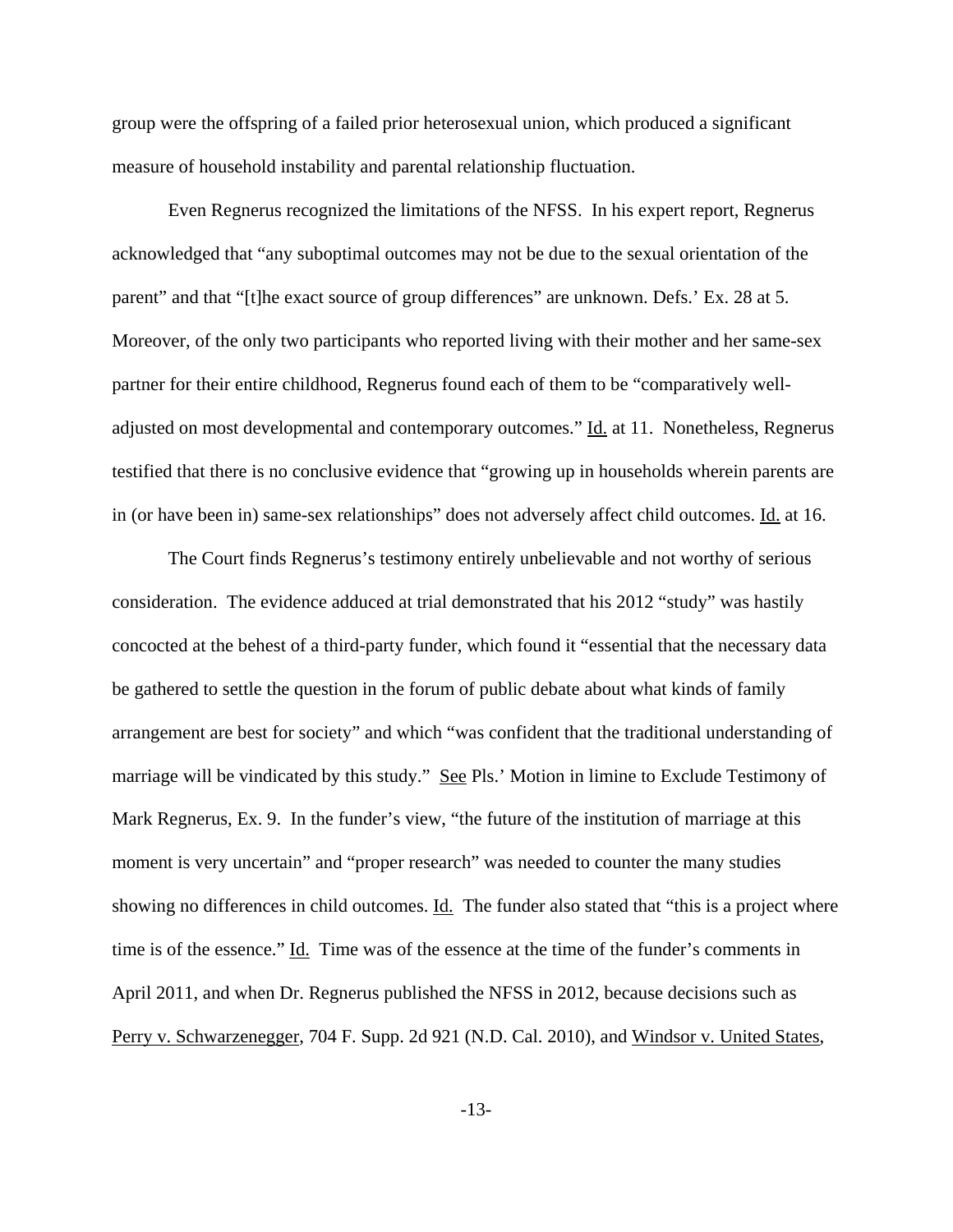group were the offspring of a failed prior heterosexual union, which produced a significant measure of household instability and parental relationship fluctuation.

Even Regnerus recognized the limitations of the NFSS. In his expert report, Regnerus acknowledged that "any suboptimal outcomes may not be due to the sexual orientation of the parent" and that "[t]he exact source of group differences" are unknown. Defs.' Ex. 28 at 5. Moreover, of the only two participants who reported living with their mother and her same-sex partner for their entire childhood, Regnerus found each of them to be "comparatively well-adjusted on most developmental and contemporary outcomes." Id. at 11. Nonetheless, Regnerus testified that there is no conclusive evidence that "growing up in households wherein parents are in (or have been in) same-sex relationships" does not adversely affect child outcomes. Id. at 16.

The Court finds Regnerus's testimony entirely unbelievable and not worthy of serious consideration. The evidence adduced at trial demonstrated that his 2012 "study" was hastily concocted at the behest of a third-party funder, which found it "essential that the necessary data be gathered to settle the question in the forum of public debate about what kinds of family arrangement are best for society" and which "was confident that the traditional understanding of marriage will be vindicated by this study." See Pls.' Motion in limine to Exclude Testimony of Mark Regnerus, Ex. 9. In the funder's view, "the future of the institution of marriage at this moment is very uncertain" and "proper research" was needed to counter the many studies showing no differences in child outcomes. Id. The funder also stated that "this is a project where time is of the essence." Id. Time was of the essence at the time of the funder's comments in April 2011, and when Dr. Regnerus published the NFSS in 2012, because decisions such as Perry v. Schwarzenegger, 704 F. Supp. 2d 921 (N.D. Cal. 2010), and Windsor v. United States,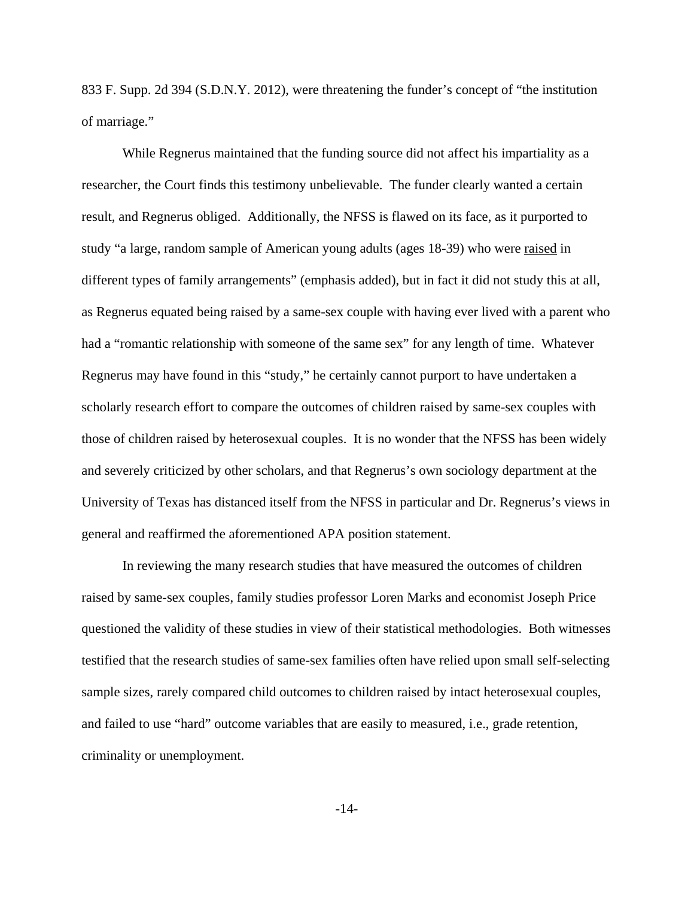833 F. Supp. 2d 394 (S.D.N.Y. 2012), were threatening the funder's concept of "the institution of marriage."

While Regnerus maintained that the funding source did not affect his impartiality as a researcher, the Court finds this testimony unbelievable. The funder clearly wanted a certain result, and Regnerus obliged. Additionally, the NFSS is flawed on its face, as it purported to study "a large, random sample of American young adults (ages 18-39) who were <u>raised</u> in different types of family arrangements" (emphasis added), but in fact it did not study this at all, as Regnerus equated being raised by a same-sex couple with having ever lived with a parent who had a "romantic relationship with someone of the same sex" for any length of time. Whatever Regnerus may have found in this "study," he certainly cannot purport to have undertaken a scholarly research effort to compare the outcomes of children raised by same-sex couples with those of children raised by heterosexual couples. It is no wonder that the NFSS has been widely and severely criticized by other scholars, and that Regnerus's own sociology department at the University of Texas has distanced itself from the NFSS in particular and Dr. Regnerus's views in general and reaffirmed the aforementioned APA position statement.

In reviewing the many research studies that have measured the outcomes of children raised by same-sex couples, family studies professor Loren Marks and economist Joseph Price questioned the validity of these studies in view of their statistical methodologies. Both witnesses testified that the research studies of same-sex families often have relied upon small self-selecting sample sizes, rarely compared child outcomes to children raised by intact heterosexual couples, and failed to use "hard" outcome variables that are easily to measured, i.e., grade retention, criminality or unemployment.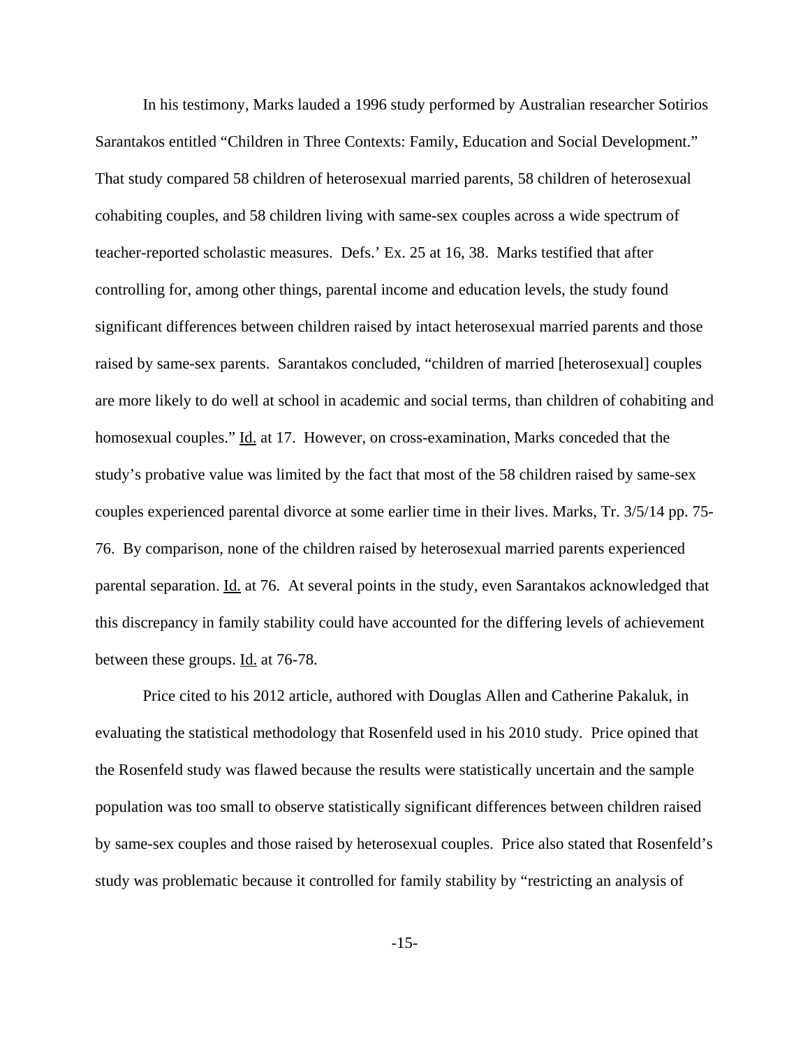In his testimony, Marks lauded a 1996 study performed by Australian researcher Sotirios Sarantakos entitled "Children in Three Contexts: Family, Education and Social Development." That study compared 58 children of heterosexual married parents, 58 children of heterosexual cohabiting couples, and 58 children living with same-sex couples across a wide spectrum of teacher-reported scholastic measures. Defs.' Ex. 25 at 16, 38. Marks testified that after controlling for, among other things, parental income and education levels, the study found significant differences between children raised by intact heterosexual married parents and those raised by same-sex parents. Sarantakos concluded, "children of married [heterosexual] couples are more likely to do well at school in academic and social terms, than children of cohabiting and homosexual couples." Id. at 17. However, on cross-examination, Marks conceded that the study's probative value was limited by the fact that most of the 58 children raised by same-sex couples experienced parental divorce at some earlier time in their lives. Marks, Tr. 3/5/14 pp. 75-76. By comparison, none of the children raised by heterosexual married parents experienced parental separation. Id. at 76. At several points in the study, even Sarantakos acknowledged that this discrepancy in family stability could have accounted for the differing levels of achievement between these groups. Id. at 76-78.

Price cited to his 2012 article, authored with Douglas Allen and Catherine Pakaluk, in evaluating the statistical methodology that Rosenfeld used in his 2010 study. Price opined that the Rosenfeld study was flawed because the results were statistically uncertain and the sample population was too small to observe statistically significant differences between children raised by same-sex couples and those raised by heterosexual couples. Price also stated that Rosenfeld's study was problematic because it controlled for family stability by "restricting an analysis of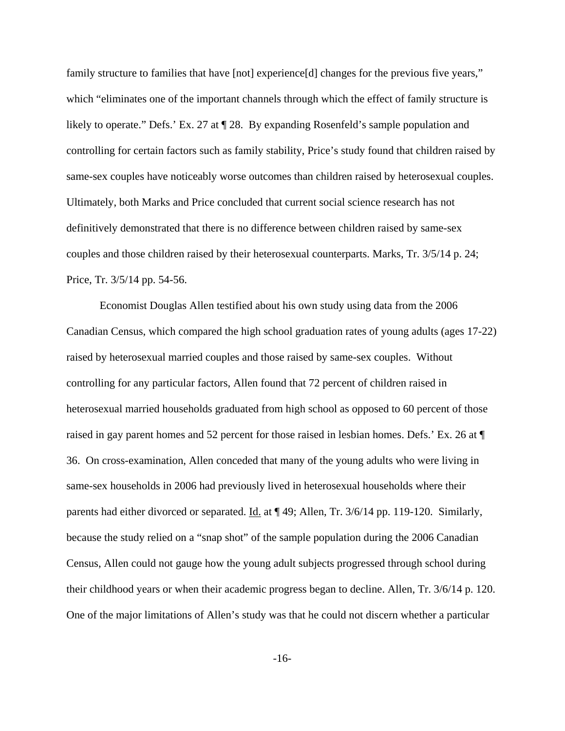family structure to families that have [not] experience[d] changes for the previous five years," which "eliminates one of the important channels through which the effect of family structure is likely to operate." Defs.' Ex. 27 at ¶ 28. By expanding Rosenfeld's sample population and controlling for certain factors such as family stability, Price's study found that children raised by same-sex couples have noticeably worse outcomes than children raised by heterosexual couples. Ultimately, both Marks and Price concluded that current social science research has not definitively demonstrated that there is no difference between children raised by same-sex couples and those children raised by their heterosexual counterparts. Marks, Tr. 3/5/14 p. 24; Price, Tr. 3/5/14 pp. 54-56.

Economist Douglas Allen testified about his own study using data from the 2006 Canadian Census, which compared the high school graduation rates of young adults (ages 17-22) raised by heterosexual married couples and those raised by same-sex couples. Without controlling for any particular factors, Allen found that 72 percent of children raised in heterosexual married households graduated from high school as opposed to 60 percent of those raised in gay parent homes and 52 percent for those raised in lesbian homes. Defs.' Ex. 26 at ¶ 36. On cross-examination, Allen conceded that many of the young adults who were living in same-sex households in 2006 had previously lived in heterosexual households where their parents had either divorced or separated. Id. at ¶ 49; Allen, Tr. 3/6/14 pp. 119-120. Similarly, because the study relied on a "snap shot" of the sample population during the 2006 Canadian Census, Allen could not gauge how the young adult subjects progressed through school during their childhood years or when their academic progress began to decline. Allen, Tr. 3/6/14 p. 120. One of the major limitations of Allen's study was that he could not discern whether a particular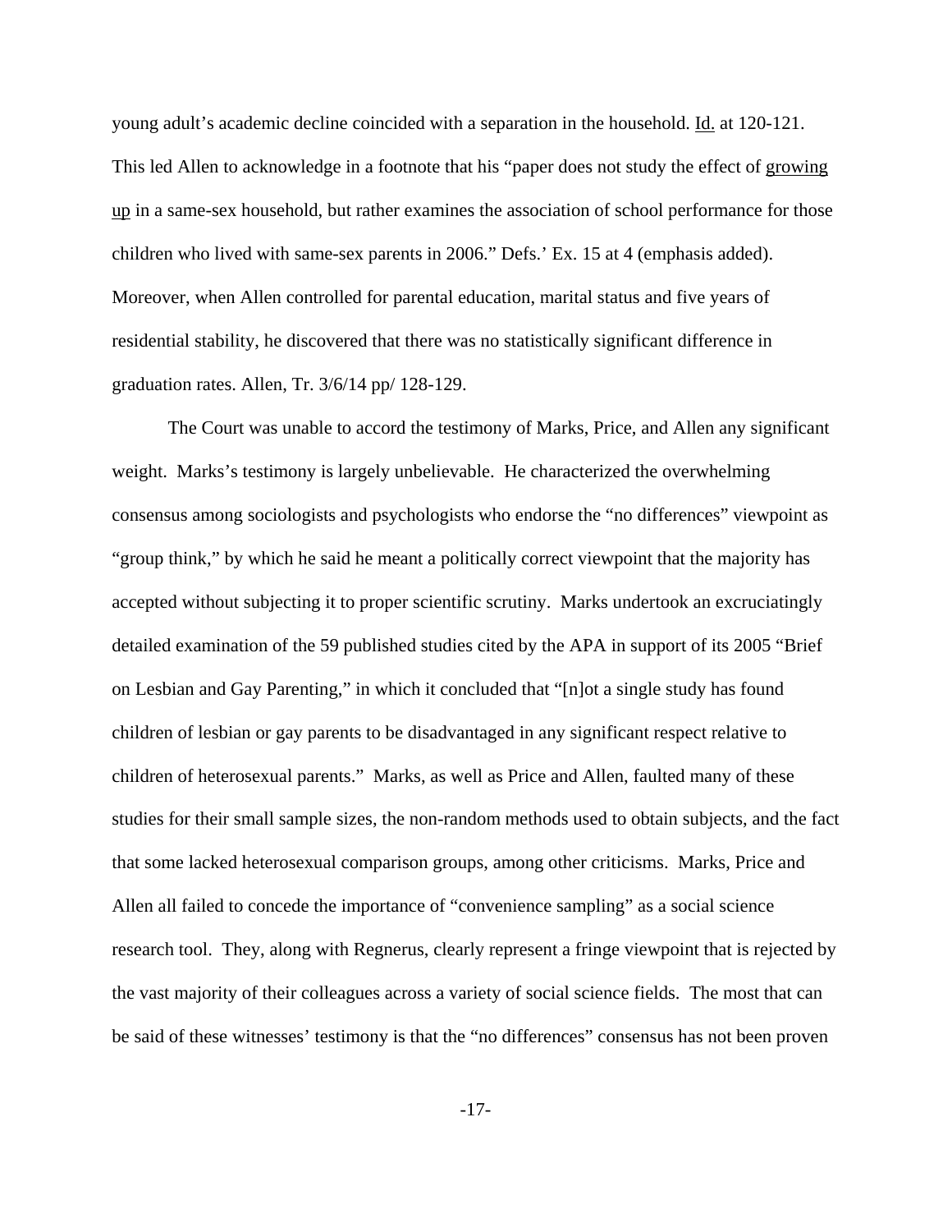young adult's academic decline coincided with a separation in the household. Id. at 120-121. This led Allen to acknowledge in a footnote that his "paper does not study the effect of growing up in a same-sex household, but rather examines the association of school performance for those children who lived with same-sex parents in 2006." Defs.' Ex. 15 at 4 (emphasis added). Moreover, when Allen controlled for parental education, marital status and five years of residential stability, he discovered that there was no statistically significant difference in graduation rates. Allen, Tr. 3/6/14 pp/ 128-129.

The Court was unable to accord the testimony of Marks, Price, and Allen any significant weight. Marks's testimony is largely unbelievable. He characterized the overwhelming consensus among sociologists and psychologists who endorse the "no differences" viewpoint as "group think," by which he said he meant a politically correct viewpoint that the majority has accepted without subjecting it to proper scientific scrutiny. Marks undertook an excruciatingly detailed examination of the 59 published studies cited by the APA in support of its 2005 "Brief on Lesbian and Gay Parenting," in which it concluded that "[n]ot a single study has found children of lesbian or gay parents to be disadvantaged in any significant respect relative to children of heterosexual parents." Marks, as well as Price and Allen, faulted many of these studies for their small sample sizes, the non-random methods used to obtain subjects, and the fact that some lacked heterosexual comparison groups, among other criticisms. Marks, Price and Allen all failed to concede the importance of "convenience sampling" as a social science research tool. They, along with Regnerus, clearly represent a fringe viewpoint that is rejected by the vast majority of their colleagues across a variety of social science fields. The most that can be said of these witnesses' testimony is that the "no differences" consensus has not been proven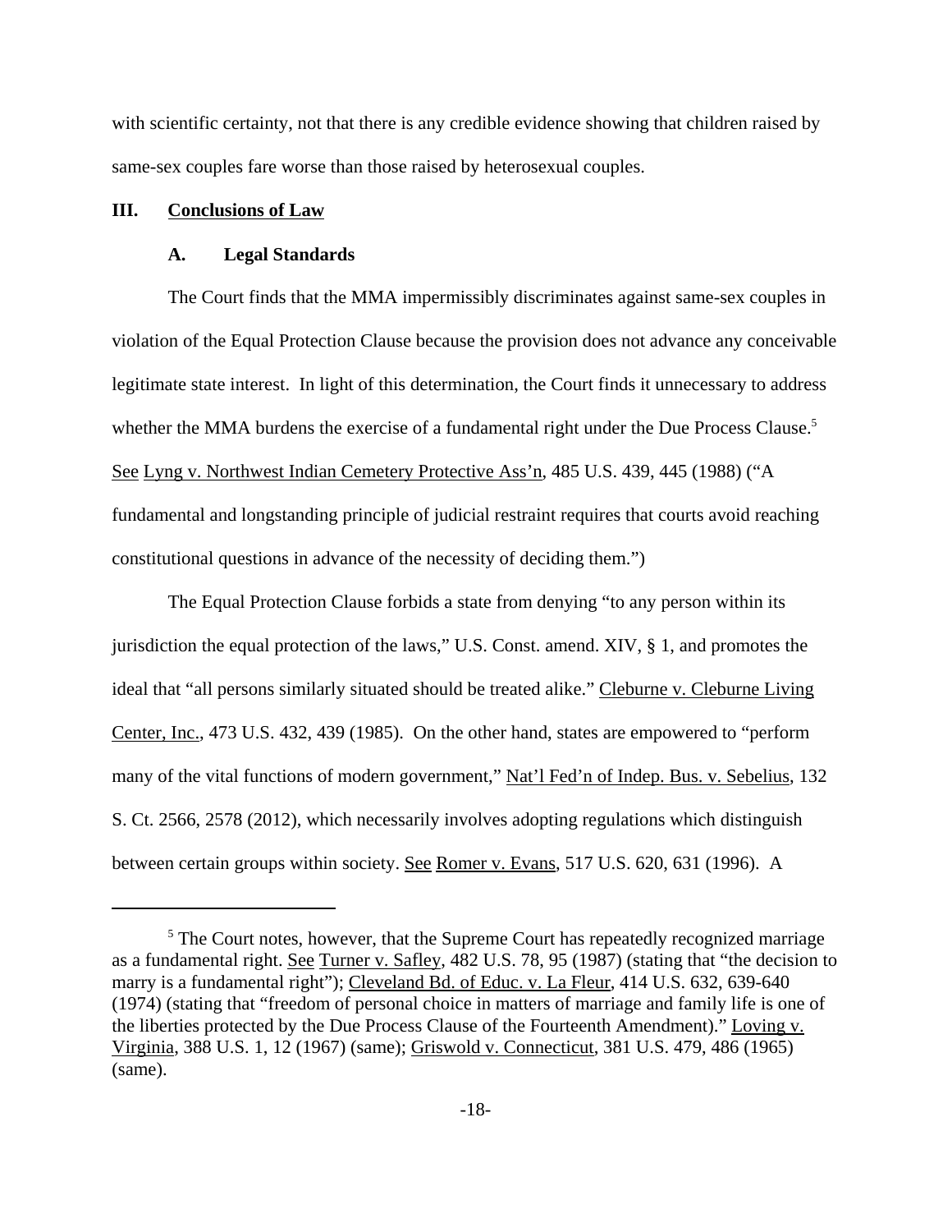with scientific certainty, not that there is any credible evidence showing that children raised by same-sex couples fare worse than those raised by heterosexual couples.

## III. Conclusions of Law

### A. Legal Standards

The Court finds that the MMA impermissibly discriminates against same-sex couples in violation of the Equal Protection Clause because the provision does not advance any conceivable legitimate state interest. In light of this determination, the Court finds it unnecessary to address whether the MMA burdens the exercise of a fundamental right under the Due Process Clause.[5] See Lyng v. Northwest Indian Cemetery Protective Ass'n, 485 U.S. 439, 445 (1988) ("A fundamental and longstanding principle of judicial restraint requires that courts avoid reaching constitutional questions in advance of the necessity of deciding them.")

The Equal Protection Clause forbids a state from denying "to any person within its jurisdiction the equal protection of the laws," U.S. Const. amend. XIV, § 1, and promotes the ideal that "all persons similarly situated should be treated alike." Cleburne v. Cleburne Living Center, Inc., 473 U.S. 432, 439 (1985). On the other hand, states are empowered to "perform many of the vital functions of modern government," Nat'l Fed'n of Indep. Bus. v. Sebelius, 132 S. Ct. 2566, 2578 (2012), which necessarily involves adopting regulations which distinguish between certain groups within society. See Romer v. Evans, 517 U.S. 620, 631 (1996). A

---

[5] The Court notes, however, that the Supreme Court has repeatedly recognized marriage as a fundamental right. See Turner v. Safley, 482 U.S. 78, 95 (1987) (stating that "the decision to marry is a fundamental right"); Cleveland Bd. of Educ. v. La Fleur, 414 U.S. 632, 639-640 (1974) (stating that "freedom of personal choice in matters of marriage and family life is one of the liberties protected by the Due Process Clause of the Fourteenth Amendment)." Loving v. Virginia, 388 U.S. 1, 12 (1967) (same); Griswold v. Connecticut, 381 U.S. 479, 486 (1965) (same).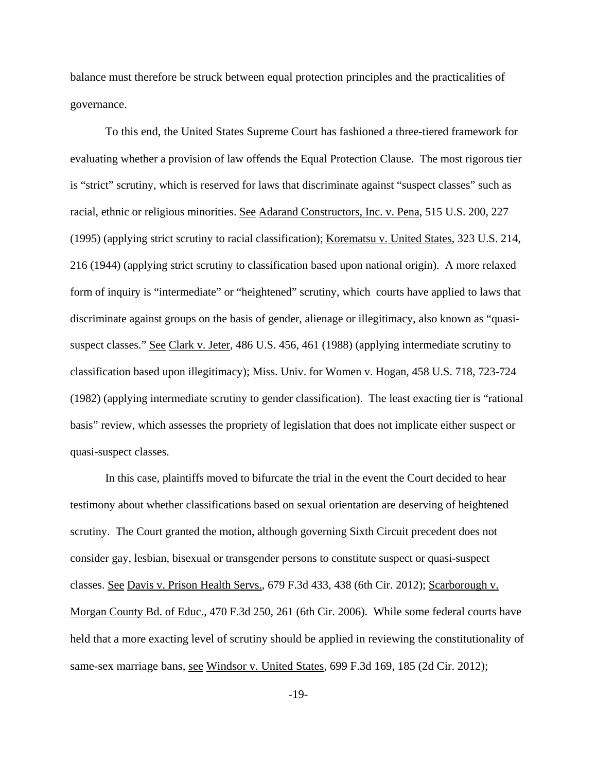balance must therefore be struck between equal protection principles and the practicalities of governance.

To this end, the United States Supreme Court has fashioned a three-tiered framework for evaluating whether a provision of law offends the Equal Protection Clause. The most rigorous tier is "strict" scrutiny, which is reserved for laws that discriminate against "suspect classes" such as racial, ethnic or religious minorities. See Adarand Constructors, Inc. v. Pena, 515 U.S. 200, 227 (1995) (applying strict scrutiny to racial classification); Korematsu v. United States, 323 U.S. 214, 216 (1944) (applying strict scrutiny to classification based upon national origin). A more relaxed form of inquiry is "intermediate" or "heightened" scrutiny, which courts have applied to laws that discriminate against groups on the basis of gender, alienage or illegitimacy, also known as "quasi-suspect classes." See Clark v. Jeter, 486 U.S. 456, 461 (1988) (applying intermediate scrutiny to classification based upon illegitimacy); Miss. Univ. for Women v. Hogan, 458 U.S. 718, 723-724 (1982) (applying intermediate scrutiny to gender classification). The least exacting tier is "rational basis" review, which assesses the propriety of legislation that does not implicate either suspect or quasi-suspect classes.

In this case, plaintiffs moved to bifurcate the trial in the event the Court decided to hear testimony about whether classifications based on sexual orientation are deserving of heightened scrutiny. The Court granted the motion, although governing Sixth Circuit precedent does not consider gay, lesbian, bisexual or transgender persons to constitute suspect or quasi-suspect classes. See Davis v. Prison Health Servs., 679 F.3d 433, 438 (6th Cir. 2012); Scarborough v. Morgan County Bd. of Educ., 470 F.3d 250, 261 (6th Cir. 2006). While some federal courts have held that a more exacting level of scrutiny should be applied in reviewing the constitutionality of same-sex marriage bans, see Windsor v. United States, 699 F.3d 169, 185 (2d Cir. 2012);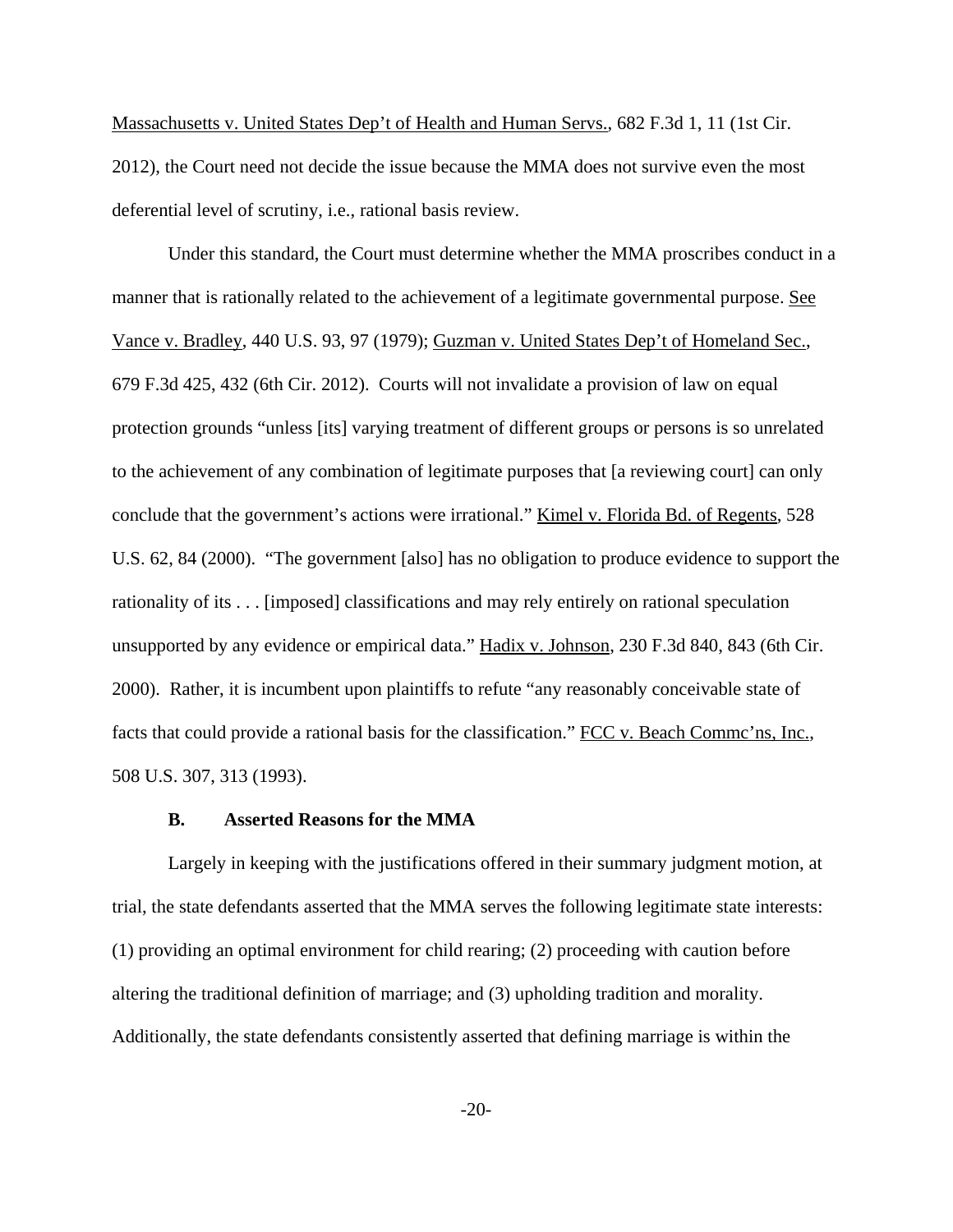Massachusetts v. United States Dep't of Health and Human Servs., 682 F.3d 1, 11 (1st Cir. 2012), the Court need not decide the issue because the MMA does not survive even the most deferential level of scrutiny, i.e., rational basis review.

Under this standard, the Court must determine whether the MMA proscribes conduct in a manner that is rationally related to the achievement of a legitimate governmental purpose. See Vance v. Bradley, 440 U.S. 93, 97 (1979); Guzman v. United States Dep't of Homeland Sec., 679 F.3d 425, 432 (6th Cir. 2012). Courts will not invalidate a provision of law on equal protection grounds "unless [its] varying treatment of different groups or persons is so unrelated to the achievement of any combination of legitimate purposes that [a reviewing court] can only conclude that the government's actions were irrational." Kimel v. Florida Bd. of Regents, 528 U.S. 62, 84 (2000). "The government [also] has no obligation to produce evidence to support the rationality of its . . . [imposed] classifications and may rely entirely on rational speculation unsupported by any evidence or empirical data." Hadix v. Johnson, 230 F.3d 840, 843 (6th Cir. 2000). Rather, it is incumbent upon plaintiffs to refute "any reasonably conceivable state of facts that could provide a rational basis for the classification." FCC v. Beach Commc'ns, Inc., 508 U.S. 307, 313 (1993).

### B. Asserted Reasons for the MMA

Largely in keeping with the justifications offered in their summary judgment motion, at trial, the state defendants asserted that the MMA serves the following legitimate state interests: (1) providing an optimal environment for child rearing; (2) proceeding with caution before altering the traditional definition of marriage; and (3) upholding tradition and morality. Additionally, the state defendants consistently asserted that defining marriage is within the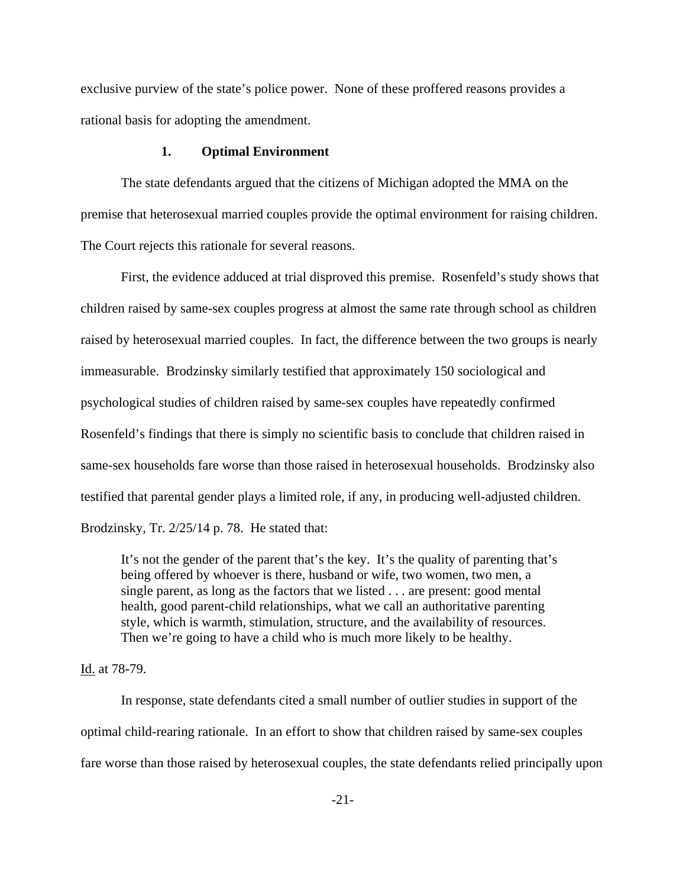exclusive purview of the state's police power. None of these proffered reasons provides a rational basis for adopting the amendment.

### 1. Optimal Environment

The state defendants argued that the citizens of Michigan adopted the MMA on the premise that heterosexual married couples provide the optimal environment for raising children. The Court rejects this rationale for several reasons.

First, the evidence adduced at trial disproved this premise. Rosenfeld's study shows that children raised by same-sex couples progress at almost the same rate through school as children raised by heterosexual married couples. In fact, the difference between the two groups is nearly immeasurable. Brodzinsky similarly testified that approximately 150 sociological and psychological studies of children raised by same-sex couples have repeatedly confirmed Rosenfeld's findings that there is simply no scientific basis to conclude that children raised in same-sex households fare worse than those raised in heterosexual households. Brodzinsky also testified that parental gender plays a limited role, if any, in producing well-adjusted children. Brodzinsky, Tr. 2/25/14 p. 78. He stated that:

> It's not the gender of the parent that's the key. It's the quality of parenting that's being offered by whoever is there, husband or wife, two women, two men, a single parent, as long as the factors that we listed . . . are present: good mental health, good parent-child relationships, what we call an authoritative parenting style, which is warmth, stimulation, structure, and the availability of resources. Then we're going to have a child who is much more likely to be healthy.

Id. at 78-79.

In response, state defendants cited a small number of outlier studies in support of the optimal child-rearing rationale. In an effort to show that children raised by same-sex couples fare worse than those raised by heterosexual couples, the state defendants relied principally upon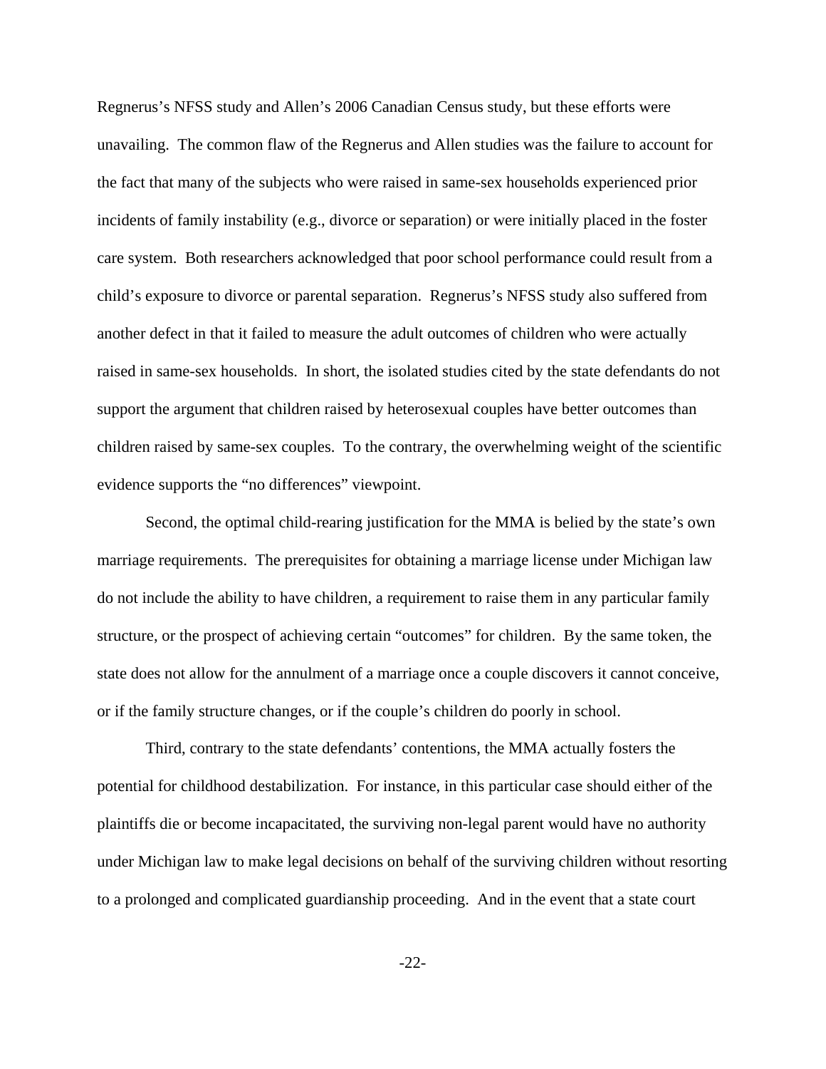Regnerus's NFSS study and Allen's 2006 Canadian Census study, but these efforts were unavailing. The common flaw of the Regnerus and Allen studies was the failure to account for the fact that many of the subjects who were raised in same-sex households experienced prior incidents of family instability (e.g., divorce or separation) or were initially placed in the foster care system. Both researchers acknowledged that poor school performance could result from a child's exposure to divorce or parental separation. Regnerus's NFSS study also suffered from another defect in that it failed to measure the adult outcomes of children who were actually raised in same-sex households. In short, the isolated studies cited by the state defendants do not support the argument that children raised by heterosexual couples have better outcomes than children raised by same-sex couples. To the contrary, the overwhelming weight of the scientific evidence supports the "no differences" viewpoint.

Second, the optimal child-rearing justification for the MMA is belied by the state's own marriage requirements. The prerequisites for obtaining a marriage license under Michigan law do not include the ability to have children, a requirement to raise them in any particular family structure, or the prospect of achieving certain "outcomes" for children. By the same token, the state does not allow for the annulment of a marriage once a couple discovers it cannot conceive, or if the family structure changes, or if the couple's children do poorly in school.

Third, contrary to the state defendants' contentions, the MMA actually fosters the potential for childhood destabilization. For instance, in this particular case should either of the plaintiffs die or become incapacitated, the surviving non-legal parent would have no authority under Michigan law to make legal decisions on behalf of the surviving children without resorting to a prolonged and complicated guardianship proceeding. And in the event that a state court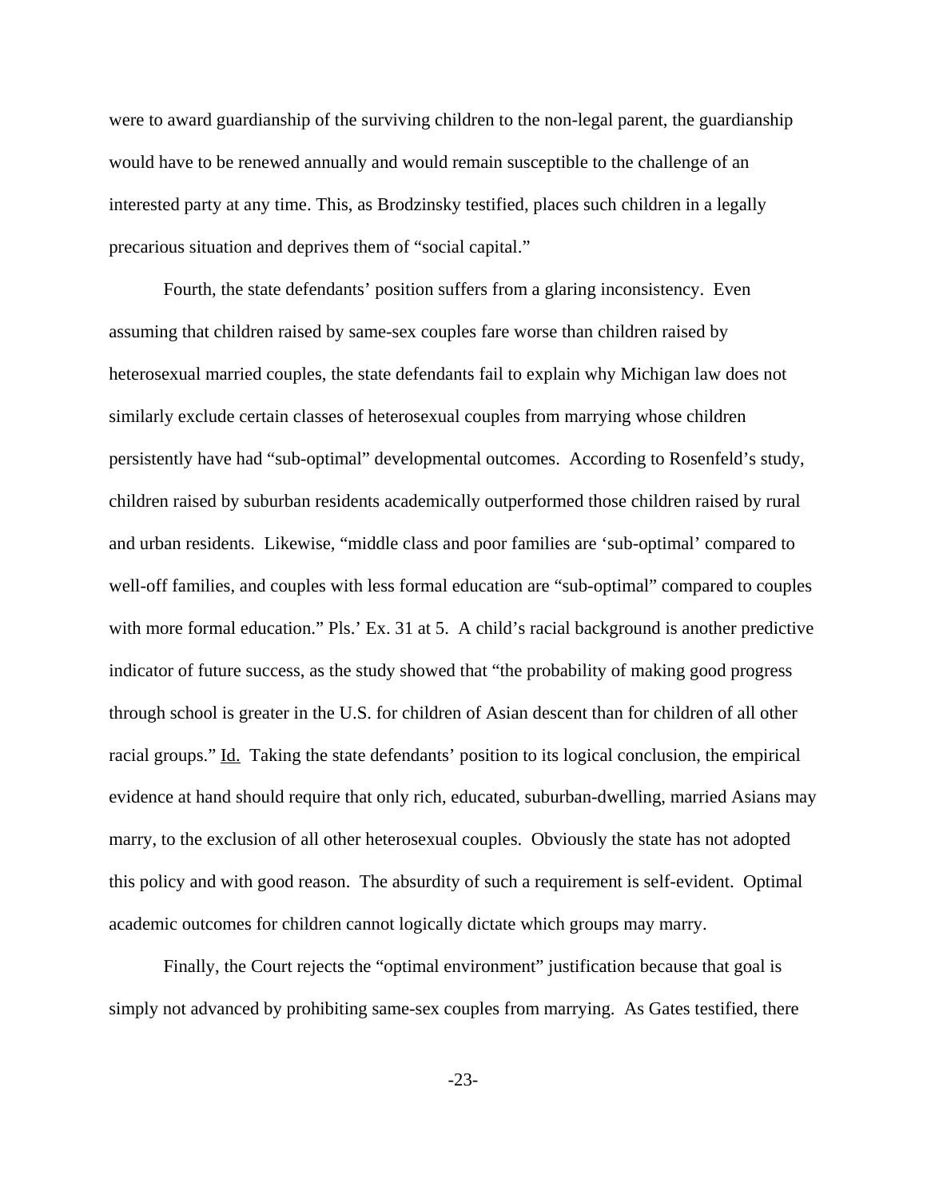were to award guardianship of the surviving children to the non-legal parent, the guardianship would have to be renewed annually and would remain susceptible to the challenge of an interested party at any time. This, as Brodzinsky testified, places such children in a legally precarious situation and deprives them of "social capital."

Fourth, the state defendants' position suffers from a glaring inconsistency. Even assuming that children raised by same-sex couples fare worse than children raised by heterosexual married couples, the state defendants fail to explain why Michigan law does not similarly exclude certain classes of heterosexual couples from marrying whose children persistently have had "sub-optimal" developmental outcomes. According to Rosenfeld's study, children raised by suburban residents academically outperformed those children raised by rural and urban residents. Likewise, "middle class and poor families are 'sub-optimal' compared to well-off families, and couples with less formal education are "sub-optimal" compared to couples with more formal education." Pls.' Ex. 31 at 5. A child's racial background is another predictive indicator of future success, as the study showed that "the probability of making good progress through school is greater in the U.S. for children of Asian descent than for children of all other racial groups." Id. Taking the state defendants' position to its logical conclusion, the empirical evidence at hand should require that only rich, educated, suburban-dwelling, married Asians may marry, to the exclusion of all other heterosexual couples. Obviously the state has not adopted this policy and with good reason. The absurdity of such a requirement is self-evident. Optimal academic outcomes for children cannot logically dictate which groups may marry.

Finally, the Court rejects the "optimal environment" justification because that goal is simply not advanced by prohibiting same-sex couples from marrying. As Gates testified, there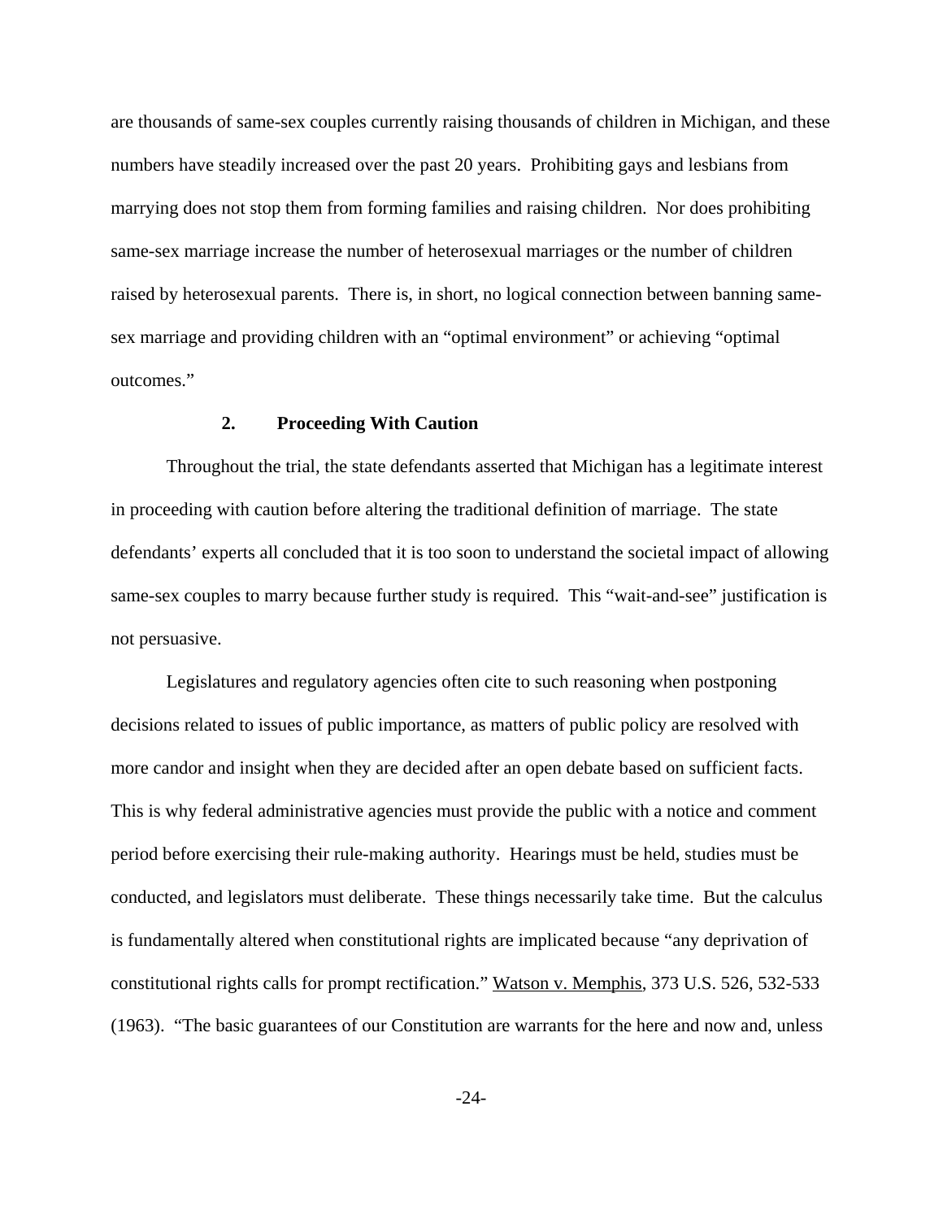are thousands of same-sex couples currently raising thousands of children in Michigan, and these numbers have steadily increased over the past 20 years. Prohibiting gays and lesbians from marrying does not stop them from forming families and raising children. Nor does prohibiting same-sex marriage increase the number of heterosexual marriages or the number of children raised by heterosexual parents. There is, in short, no logical connection between banning same-sex marriage and providing children with an "optimal environment" or achieving "optimal outcomes."

### 2. Proceeding With Caution

Throughout the trial, the state defendants asserted that Michigan has a legitimate interest in proceeding with caution before altering the traditional definition of marriage. The state defendants' experts all concluded that it is too soon to understand the societal impact of allowing same-sex couples to marry because further study is required. This "wait-and-see" justification is not persuasive.

Legislatures and regulatory agencies often cite to such reasoning when postponing decisions related to issues of public importance, as matters of public policy are resolved with more candor and insight when they are decided after an open debate based on sufficient facts. This is why federal administrative agencies must provide the public with a notice and comment period before exercising their rule-making authority. Hearings must be held, studies must be conducted, and legislators must deliberate. These things necessarily take time. But the calculus is fundamentally altered when constitutional rights are implicated because "any deprivation of constitutional rights calls for prompt rectification." Watson v. Memphis, 373 U.S. 526, 532-533 (1963). "The basic guarantees of our Constitution are warrants for the here and now and, unless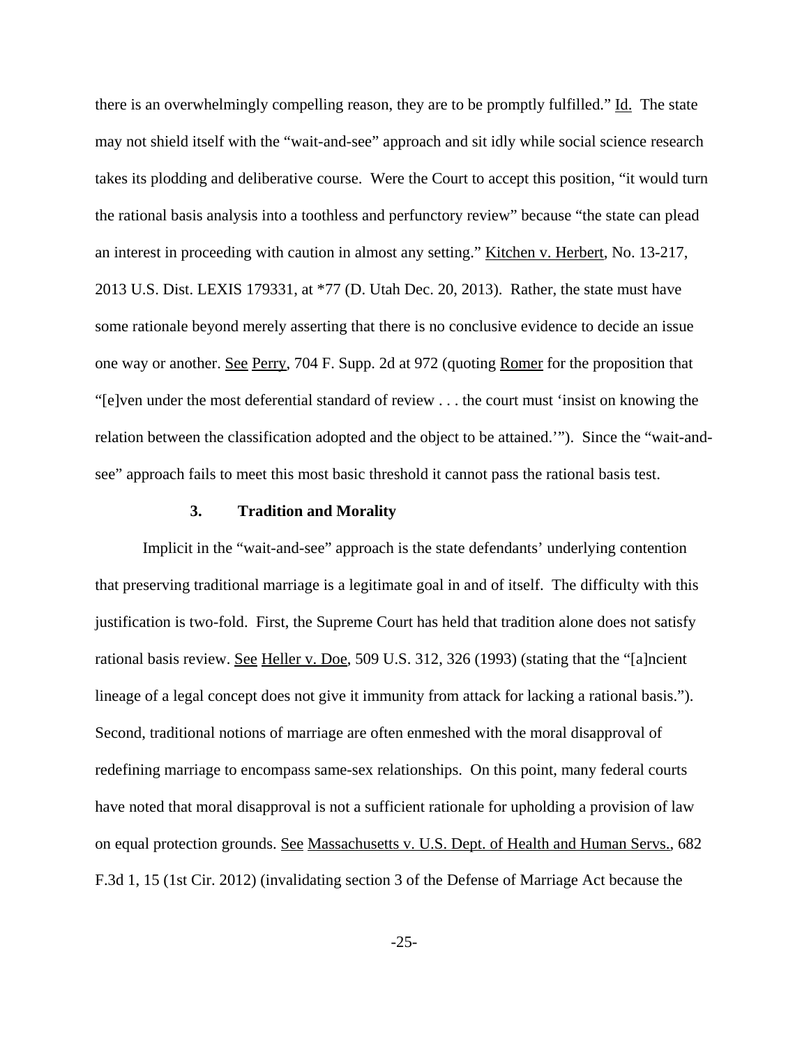there is an overwhelmingly compelling reason, they are to be promptly fulfilled." Id. The state may not shield itself with the "wait-and-see" approach and sit idly while social science research takes its plodding and deliberative course. Were the Court to accept this position, "it would turn the rational basis analysis into a toothless and perfunctory review" because "the state can plead an interest in proceeding with caution in almost any setting." Kitchen v. Herbert, No. 13-217, 2013 U.S. Dist. LEXIS 179331, at *77 (D. Utah Dec. 20, 2013). Rather, the state must have some rationale beyond merely asserting that there is no conclusive evidence to decide an issue one way or another. See Perry, 704 F. Supp. 2d at 972 (quoting Romer for the proposition that "[e]ven under the most deferential standard of review . . . the court must 'insist on knowing the relation between the classification adopted and the object to be attained.'"). Since the "wait-and-see" approach fails to meet this most basic threshold it cannot pass the rational basis test.

### 3. Tradition and Morality

Implicit in the "wait-and-see" approach is the state defendants' underlying contention that preserving traditional marriage is a legitimate goal in and of itself. The difficulty with this justification is two-fold. First, the Supreme Court has held that tradition alone does not satisfy rational basis review. See Heller v. Doe, 509 U.S. 312, 326 (1993) (stating that the "[a]ncient lineage of a legal concept does not give it immunity from attack for lacking a rational basis."). Second, traditional notions of marriage are often enmeshed with the moral disapproval of redefining marriage to encompass same-sex relationships. On this point, many federal courts have noted that moral disapproval is not a sufficient rationale for upholding a provision of law on equal protection grounds. See Massachusetts v. U.S. Dept. of Health and Human Servs., 682 F.3d 1, 15 (1st Cir. 2012) (invalidating section 3 of the Defense of Marriage Act because the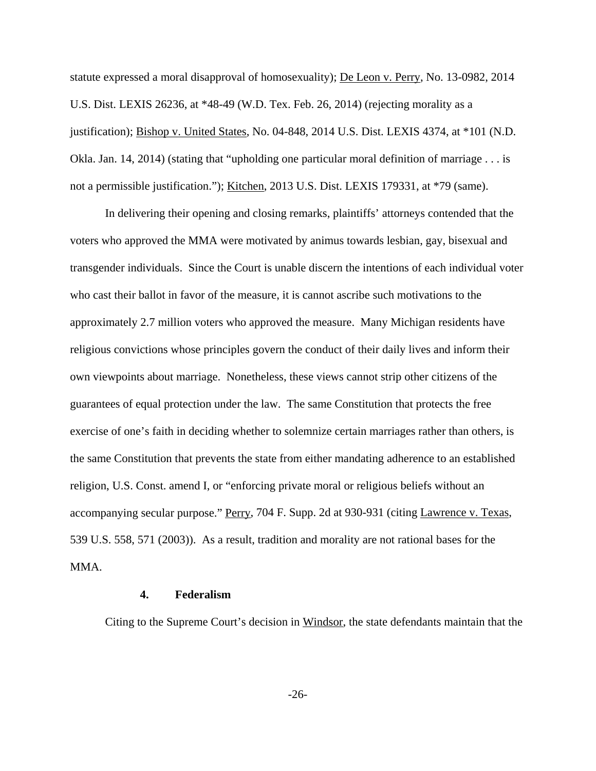statute expressed a moral disapproval of homosexuality); De Leon v. Perry, No. 13-0982, 2014 U.S. Dist. LEXIS 26236, at *48-49 (W.D. Tex. Feb. 26, 2014) (rejecting morality as a justification); Bishop v. United States, No. 04-848, 2014 U.S. Dist. LEXIS 4374, at *101 (N.D. Okla. Jan. 14, 2014) (stating that "upholding one particular moral definition of marriage . . . is not a permissible justification."); Kitchen, 2013 U.S. Dist. LEXIS 179331, at *79 (same).

In delivering their opening and closing remarks, plaintiffs' attorneys contended that the voters who approved the MMA were motivated by animus towards lesbian, gay, bisexual and transgender individuals. Since the Court is unable discern the intentions of each individual voter who cast their ballot in favor of the measure, it is cannot ascribe such motivations to the approximately 2.7 million voters who approved the measure. Many Michigan residents have religious convictions whose principles govern the conduct of their daily lives and inform their own viewpoints about marriage. Nonetheless, these views cannot strip other citizens of the guarantees of equal protection under the law. The same Constitution that protects the free exercise of one's faith in deciding whether to solemnize certain marriages rather than others, is the same Constitution that prevents the state from either mandating adherence to an established religion, U.S. Const. amend I, or "enforcing private moral or religious beliefs without an accompanying secular purpose." Perry, 704 F. Supp. 2d at 930-931 (citing Lawrence v. Texas, 539 U.S. 558, 571 (2003)). As a result, tradition and morality are not rational bases for the MMA.

### 4. Federalism

Citing to the Supreme Court's decision in Windsor, the state defendants maintain that the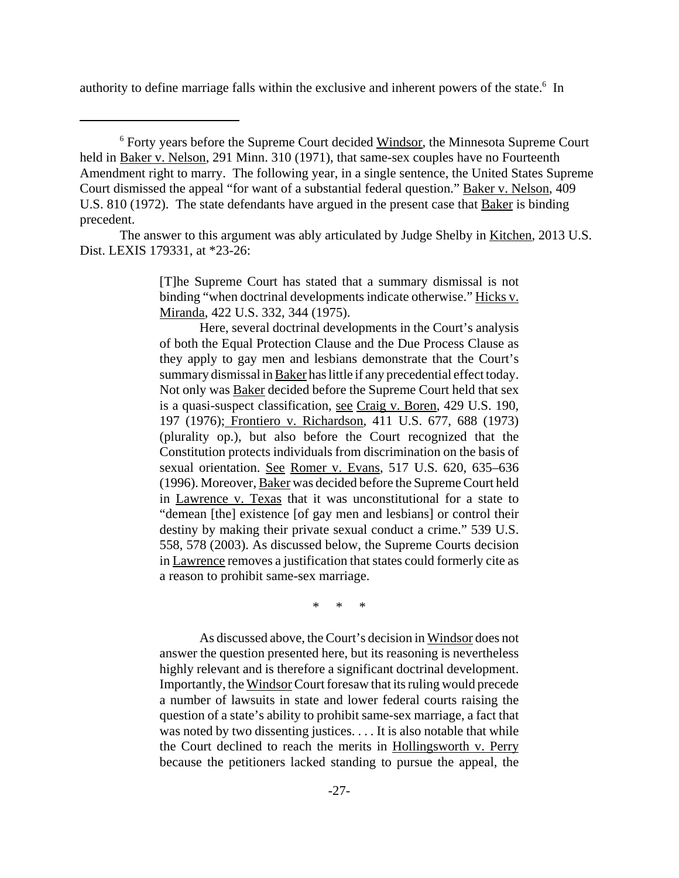authority to define marriage falls within the exclusive and inherent powers of the state.[6] In

---

[6] Forty years before the Supreme Court decided Windsor, the Minnesota Supreme Court held in Baker v. Nelson, 291 Minn. 310 (1971), that same-sex couples have no Fourteenth Amendment right to marry. The following year, in a single sentence, the United States Supreme Court dismissed the appeal "for want of a substantial federal question." Baker v. Nelson, 409 U.S. 810 (1972). The state defendants have argued in the present case that Baker is binding precedent.

The answer to this argument was ably articulated by Judge Shelby in Kitchen, 2013 U.S. Dist. LEXIS 179331, at *23-26:

> [T]he Supreme Court has stated that a summary dismissal is not binding "when doctrinal developments indicate otherwise." Hicks v. Miranda, 422 U.S. 332, 344 (1975).
>
> Here, several doctrinal developments in the Court's analysis of both the Equal Protection Clause and the Due Process Clause as they apply to gay men and lesbians demonstrate that the Court's summary dismissal in Baker has little if any precedential effect today. Not only was Baker decided before the Supreme Court held that sex is a quasi-suspect classification, see Craig v. Boren, 429 U.S. 190, 197 (1976); Frontiero v. Richardson, 411 U.S. 677, 688 (1973) (plurality op.), but also before the Court recognized that the Constitution protects individuals from discrimination on the basis of sexual orientation. See Romer v. Evans, 517 U.S. 620, 635–636 (1996). Moreover, Baker was decided before the Supreme Court held in Lawrence v. Texas that it was unconstitutional for a state to "demean [the] existence [of gay men and lesbians] or control their destiny by making their private sexual conduct a crime." 539 U.S. 558, 578 (2003). As discussed below, the Supreme Courts decision in Lawrence removes a justification that states could formerly cite as a reason to prohibit same-sex marriage.
>
> \* \* \*
>
> As discussed above, the Court's decision in Windsor does not answer the question presented here, but its reasoning is nevertheless highly relevant and is therefore a significant doctrinal development. Importantly, the Windsor Court foresaw that its ruling would precede a number of lawsuits in state and lower federal courts raising the question of a state's ability to prohibit same-sex marriage, a fact that was noted by two dissenting justices. . . . It is also notable that while the Court declined to reach the merits in Hollingsworth v. Perry because the petitioners lacked standing to pursue the appeal, the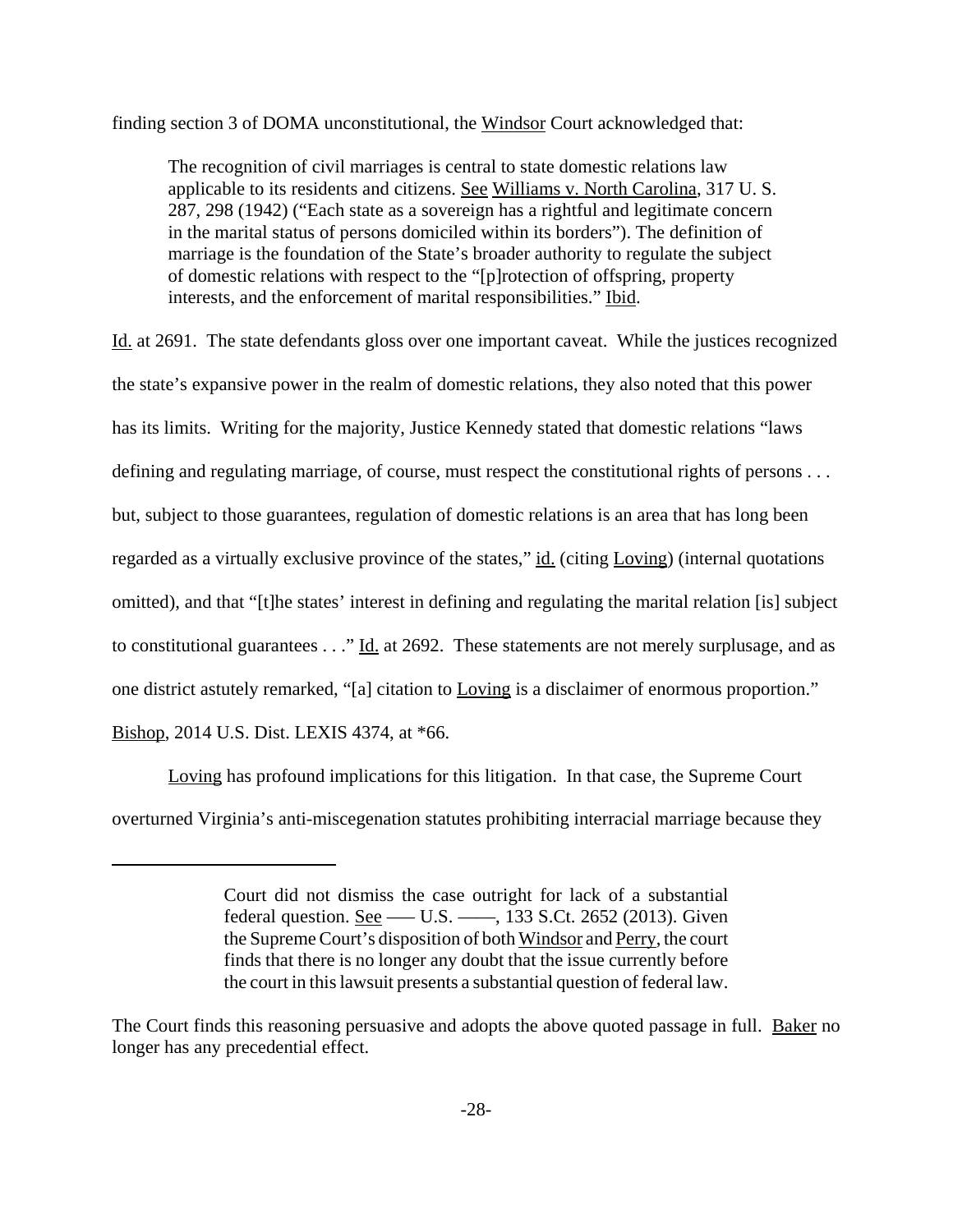finding section 3 of DOMA unconstitutional, the Windsor Court acknowledged that:

> The recognition of civil marriages is central to state domestic relations law applicable to its residents and citizens. See Williams v. North Carolina, 317 U. S. 287, 298 (1942) ("Each state as a sovereign has a rightful and legitimate concern in the marital status of persons domiciled within its borders"). The definition of marriage is the foundation of the State's broader authority to regulate the subject of domestic relations with respect to the "[p]rotection of offspring, property interests, and the enforcement of marital responsibilities." Ibid.

Id. at 2691. The state defendants gloss over one important caveat. While the justices recognized the state's expansive power in the realm of domestic relations, they also noted that this power has its limits. Writing for the majority, Justice Kennedy stated that domestic relations "laws defining and regulating marriage, of course, must respect the constitutional rights of persons . . . but, subject to those guarantees, regulation of domestic relations is an area that has long been regarded as a virtually exclusive province of the states," id. (citing Loving) (internal quotations omitted), and that "[t]he states' interest in defining and regulating the marital relation [is] subject to constitutional guarantees . . ." Id. at 2692. These statements are not merely surplusage, and as one district astutely remarked, "[a] citation to Loving is a disclaimer of enormous proportion." Bishop, 2014 U.S. Dist. LEXIS 4374, at *66.

Loving has profound implications for this litigation. In that case, the Supreme Court overturned Virginia's anti-miscegenation statutes prohibiting interracial marriage because they

---

> Court did not dismiss the case outright for lack of a substantial federal question. See ––– U.S. ––––, 133 S.Ct. 2652 (2013). Given the Supreme Court's disposition of both Windsor and Perry, the court finds that there is no longer any doubt that the issue currently before the court in this lawsuit presents a substantial question of federal law.

The Court finds this reasoning persuasive and adopts the above quoted passage in full. Baker no longer has any precedential effect.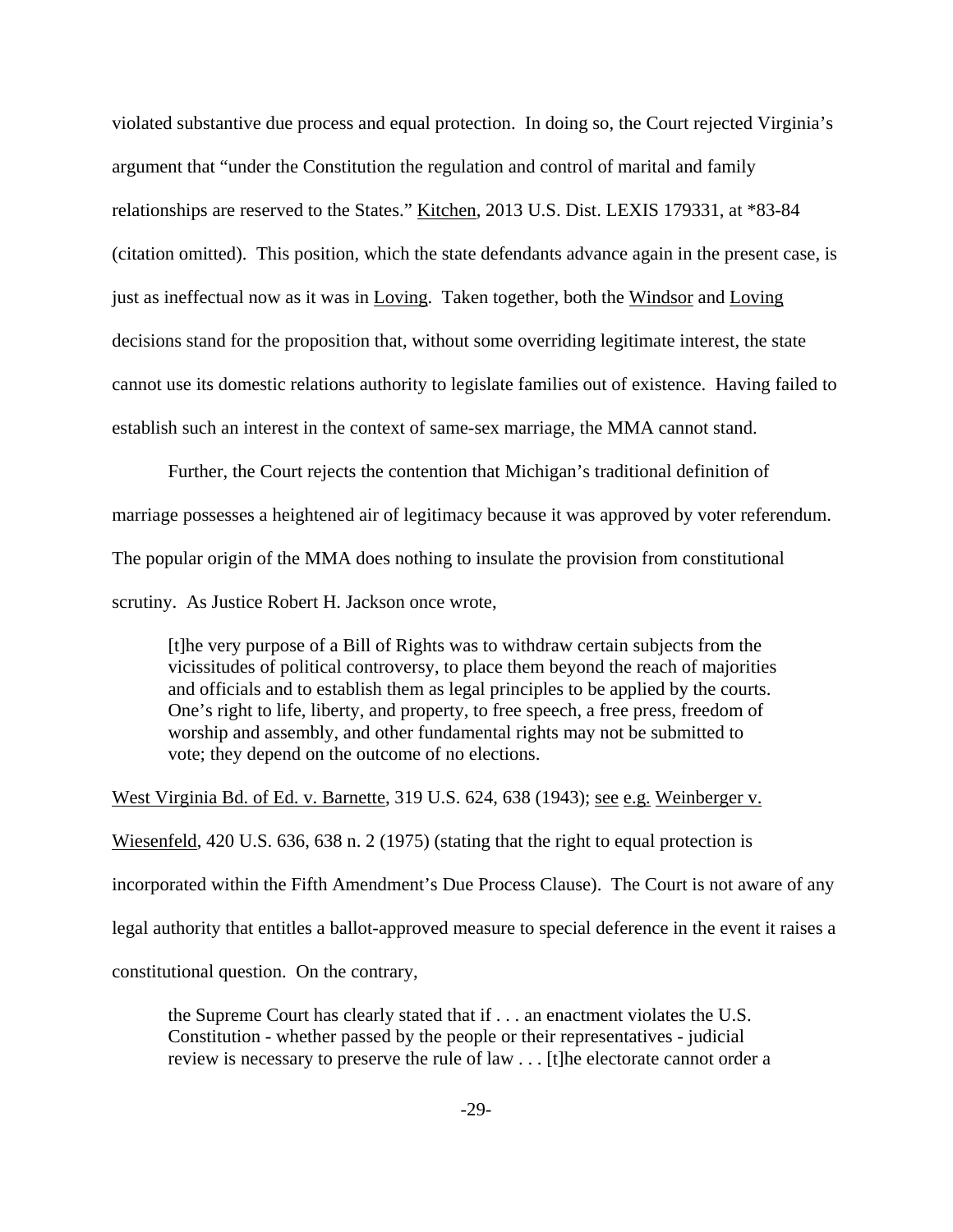violated substantive due process and equal protection. In doing so, the Court rejected Virginia's argument that "under the Constitution the regulation and control of marital and family relationships are reserved to the States." Kitchen, 2013 U.S. Dist. LEXIS 179331, at *83-84 (citation omitted). This position, which the state defendants advance again in the present case, is just as ineffectual now as it was in Loving. Taken together, both the Windsor and Loving decisions stand for the proposition that, without some overriding legitimate interest, the state cannot use its domestic relations authority to legislate families out of existence. Having failed to establish such an interest in the context of same-sex marriage, the MMA cannot stand.

Further, the Court rejects the contention that Michigan's traditional definition of marriage possesses a heightened air of legitimacy because it was approved by voter referendum. The popular origin of the MMA does nothing to insulate the provision from constitutional scrutiny. As Justice Robert H. Jackson once wrote,

> [t]he very purpose of a Bill of Rights was to withdraw certain subjects from the vicissitudes of political controversy, to place them beyond the reach of majorities and officials and to establish them as legal principles to be applied by the courts. One's right to life, liberty, and property, to free speech, a free press, freedom of worship and assembly, and other fundamental rights may not be submitted to vote; they depend on the outcome of no elections.

West Virginia Bd. of Ed. v. Barnette, 319 U.S. 624, 638 (1943); see e.g. Weinberger v. Wiesenfeld, 420 U.S. 636, 638 n. 2 (1975) (stating that the right to equal protection is incorporated within the Fifth Amendment's Due Process Clause). The Court is not aware of any legal authority that entitles a ballot-approved measure to special deference in the event it raises a constitutional question. On the contrary,

> the Supreme Court has clearly stated that if . . . an enactment violates the U.S. Constitution - whether passed by the people or their representatives - judicial review is necessary to preserve the rule of law . . . [t]he electorate cannot order a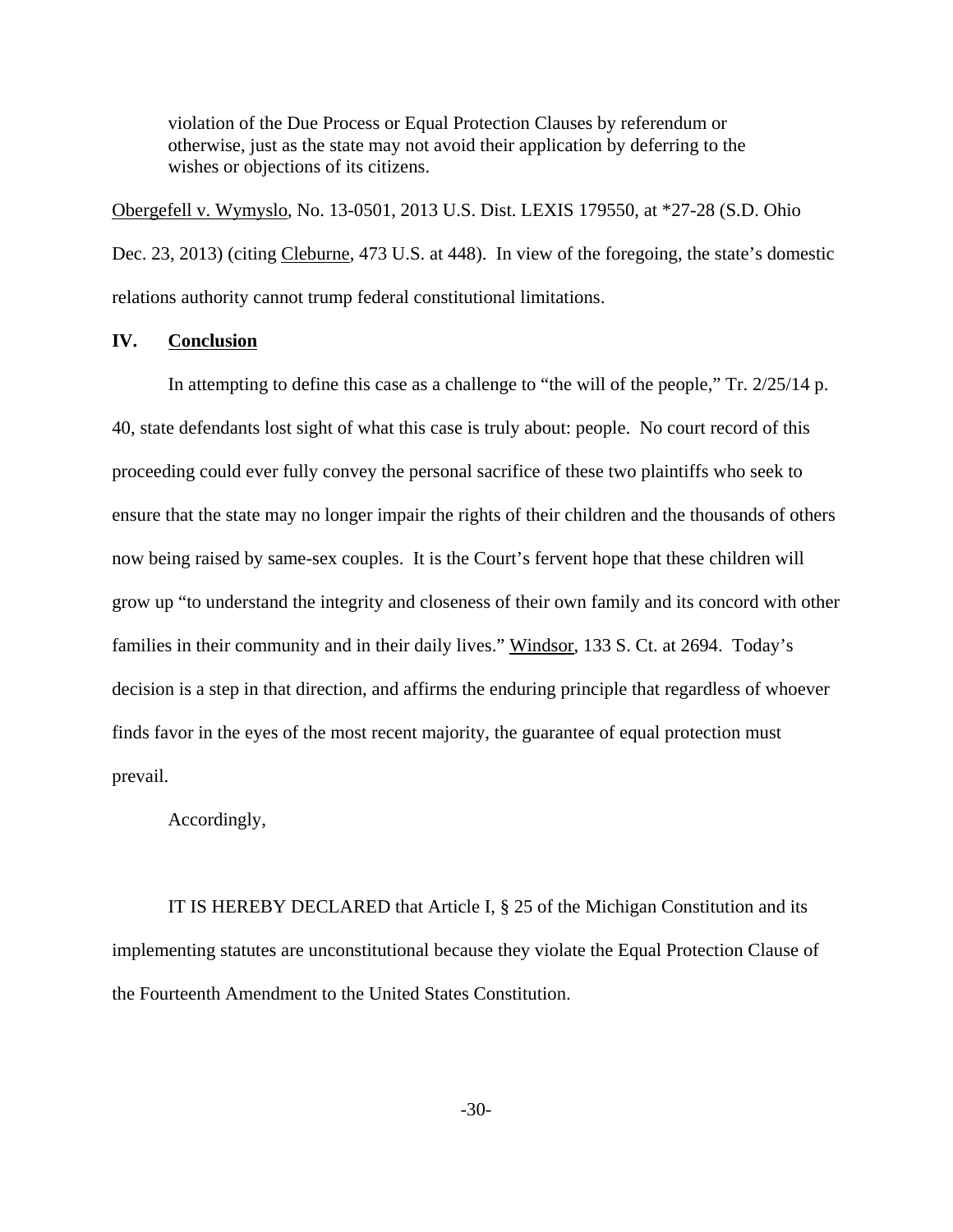> violation of the Due Process or Equal Protection Clauses by referendum or otherwise, just as the state may not avoid their application by deferring to the wishes or objections of its citizens.

Obergefell v. Wymyslo, No. 13-0501, 2013 U.S. Dist. LEXIS 179550, at *27-28 (S.D. Ohio Dec. 23, 2013) (citing Cleburne, 473 U.S. at 448). In view of the foregoing, the state's domestic relations authority cannot trump federal constitutional limitations.

## IV. Conclusion

In attempting to define this case as a challenge to "the will of the people," Tr. 2/25/14 p. 40, state defendants lost sight of what this case is truly about: people. No court record of this proceeding could ever fully convey the personal sacrifice of these two plaintiffs who seek to ensure that the state may no longer impair the rights of their children and the thousands of others now being raised by same-sex couples. It is the Court's fervent hope that these children will grow up "to understand the integrity and closeness of their own family and its concord with other families in their community and in their daily lives." Windsor, 133 S. Ct. at 2694. Today's decision is a step in that direction, and affirms the enduring principle that regardless of whoever finds favor in the eyes of the most recent majority, the guarantee of equal protection must prevail.

Accordingly,

IT IS HEREBY DECLARED that Article I, § 25 of the Michigan Constitution and its implementing statutes are unconstitutional because they violate the Equal Protection Clause of the Fourteenth Amendment to the United States Constitution.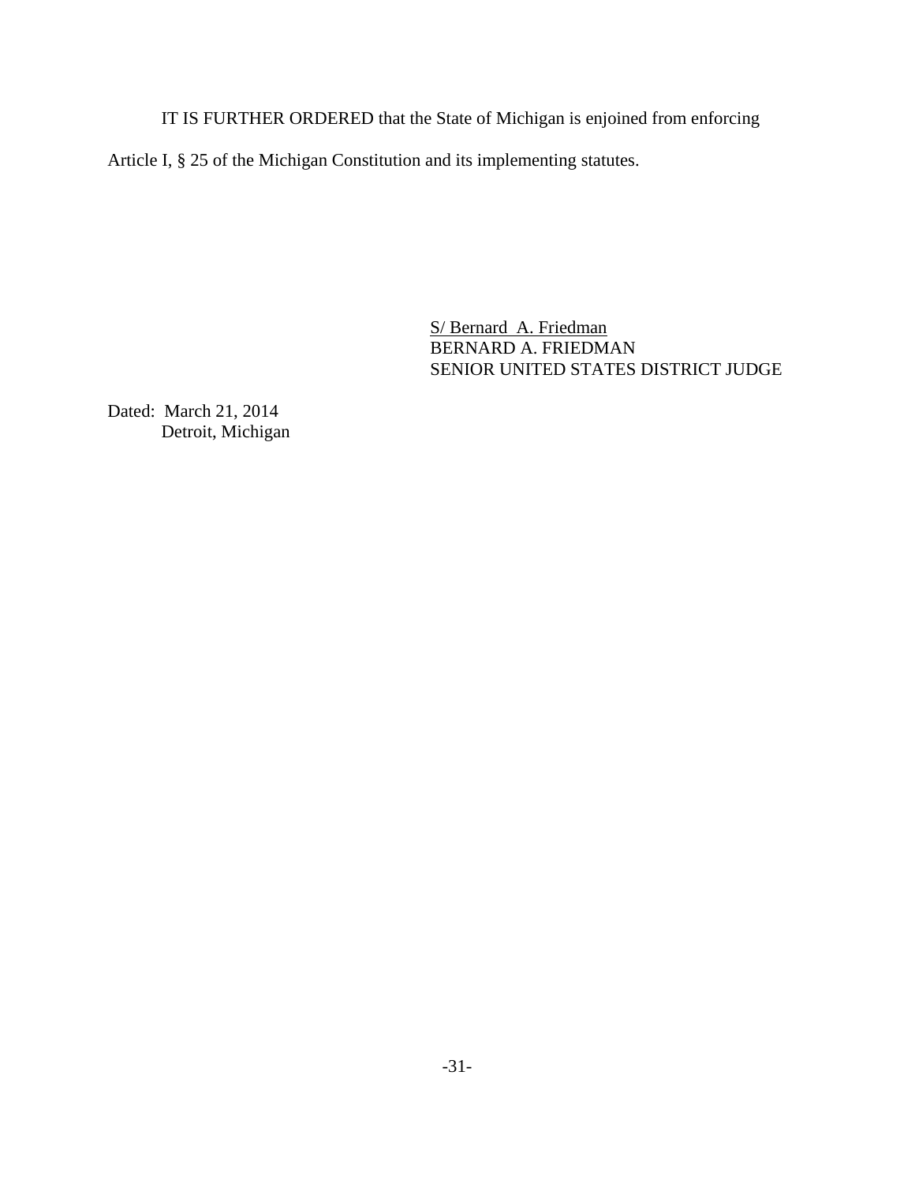IT IS FURTHER ORDERED that the State of Michigan is enjoined from enforcing Article I, § 25 of the Michigan Constitution and its implementing statutes.

S/ Bernard A. Friedman
BERNARD A. FRIEDMAN
SENIOR UNITED STATES DISTRICT JUDGE

Dated: March 21, 2014
Detroit, Michigan